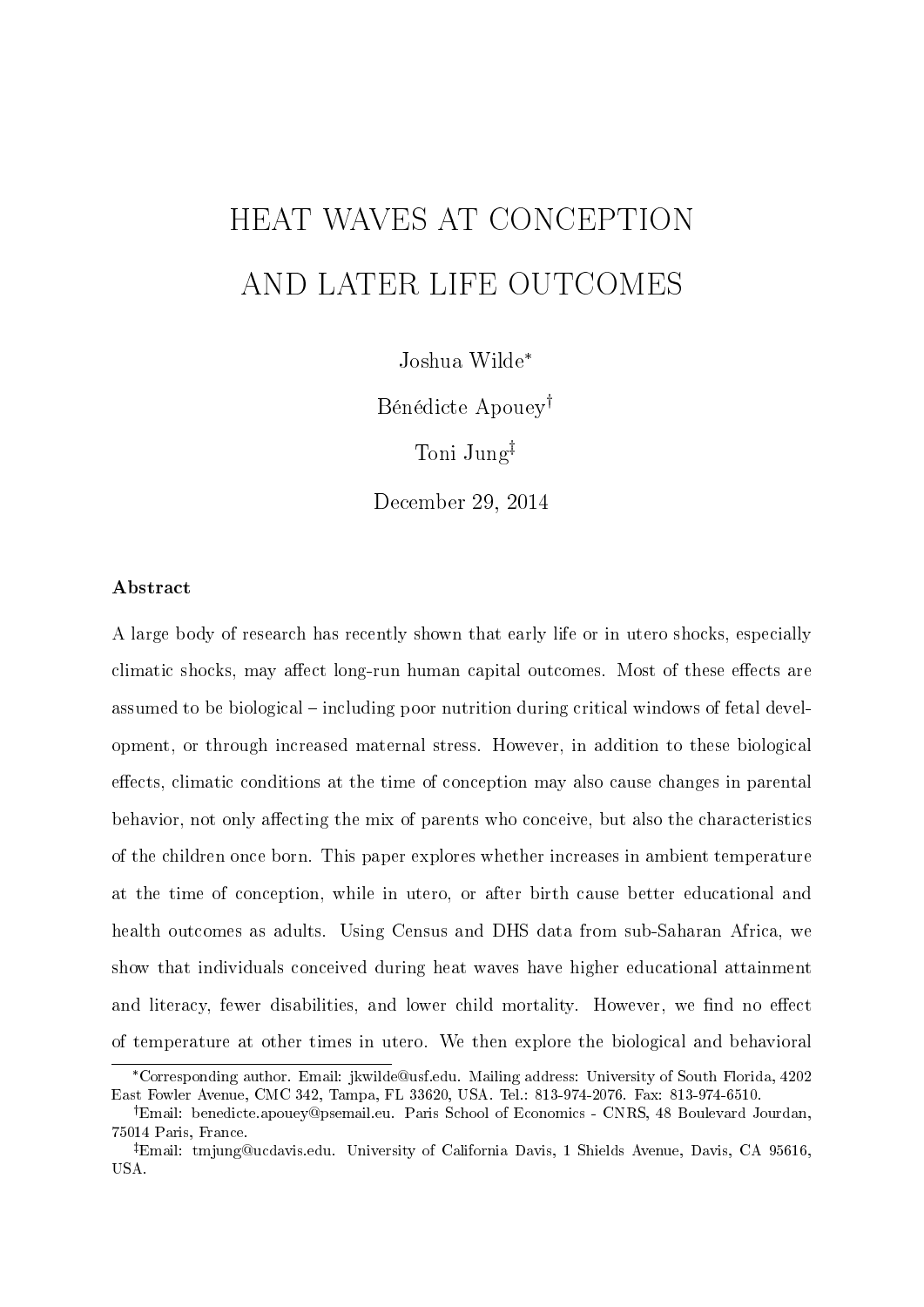# HEAT WAVES AT CONCEPTION AND LATER LIFE OUTCOMES

Joshua Wilde[*]

Bénédicte Apouey[†]

Toni Jung[‡]

December 29, 2014

### Abstract

A large body of research has recently shown that early life or in utero shocks, especially climatic shocks, may affect long-run human capital outcomes. Most of these effects are assumed to be biological – including poor nutrition during critical windows of fetal development, or through increased maternal stress. However, in addition to these biological effects, climatic conditions at the time of conception may also cause changes in parental behavior, not only affecting the mix of parents who conceive, but also the characteristics of the children once born. This paper explores whether increases in ambient temperature at the time of conception, while in utero, or after birth cause better educational and health outcomes as adults. Using Census and DHS data from sub-Saharan Africa, we show that individuals conceived during heat waves have higher educational attainment and literacy, fewer disabilities, and lower child mortality. However, we find no effect of temperature at other times in utero. We then explore the biological and behavioral

---

[*] Corresponding author. Email: jkwilde@usf.edu. Mailing address: University of South Florida, 4202 East Fowler Avenue, CMC 342, Tampa, FL 33620, USA. Tel.: 813-974-2076. Fax: 813-974-6510.

[†] Email: benedicte.apouey@psemail.eu. Paris School of Economics - CNRS, 48 Boulevard Jourdan, 75014 Paris, France.

[‡] Email: tmjung@ucdavis.edu. University of California Davis, 1 Shields Avenue, Davis, CA 95616, USA.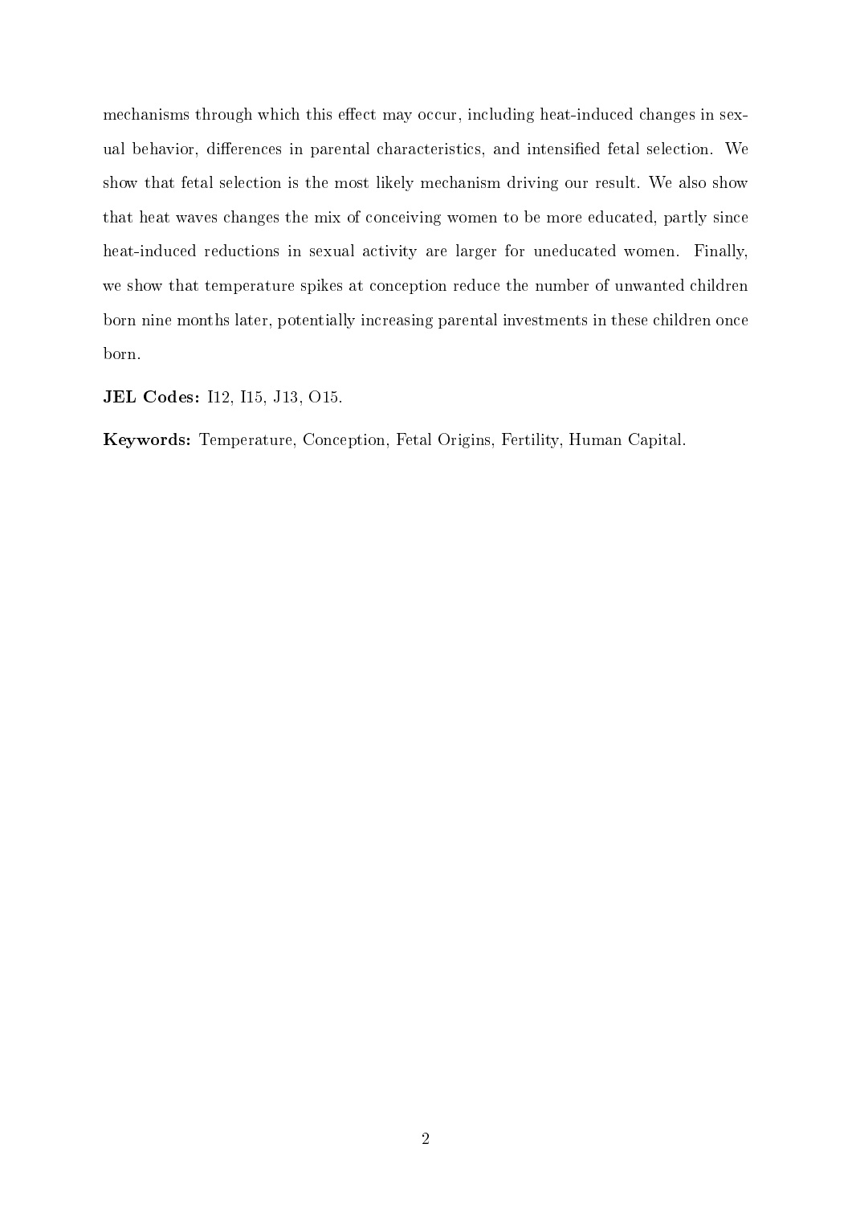mechanisms through which this effect may occur, including heat-induced changes in sexual behavior, differences in parental characteristics, and intensified fetal selection. We show that fetal selection is the most likely mechanism driving our result. We also show that heat waves changes the mix of conceiving women to be more educated, partly since heat-induced reductions in sexual activity are larger for uneducated women. Finally, we show that temperature spikes at conception reduce the number of unwanted children born nine months later, potentially increasing parental investments in these children once born.

**JEL Codes:** I12, I15, J13, O15.

**Keywords:** Temperature, Conception, Fetal Origins, Fertility, Human Capital.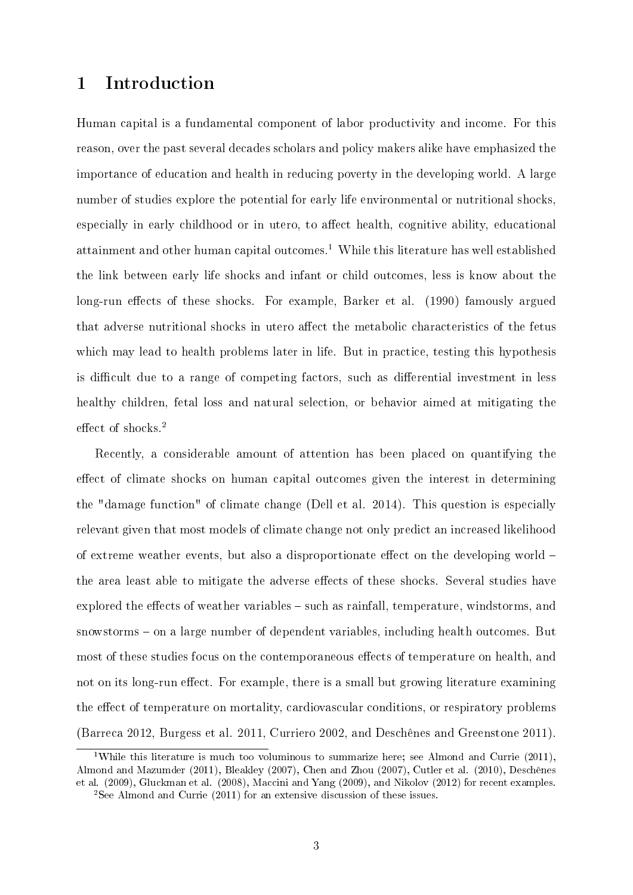# 1 Introduction

Human capital is a fundamental component of labor productivity and income. For this reason, over the past several decades scholars and policy makers alike have emphasized the importance of education and health in reducing poverty in the developing world. A large number of studies explore the potential for early life environmental or nutritional shocks, especially in early childhood or in utero, to affect health, cognitive ability, educational attainment and other human capital outcomes.[1] While this literature has well established the link between early life shocks and infant or child outcomes, less is know about the long-run effects of these shocks. For example, Barker et al. (1990) famously argued that adverse nutritional shocks in utero affect the metabolic characteristics of the fetus which may lead to health problems later in life. But in practice, testing this hypothesis is difficult due to a range of competing factors, such as differential investment in less healthy children, fetal loss and natural selection, or behavior aimed at mitigating the effect of shocks.[2]

Recently, a considerable amount of attention has been placed on quantifying the effect of climate shocks on human capital outcomes given the interest in determining the "damage function" of climate change (Dell et al. 2014). This question is especially relevant given that most models of climate change not only predict an increased likelihood of extreme weather events, but also a disproportionate effect on the developing world – the area least able to mitigate the adverse effects of these shocks. Several studies have explored the effects of weather variables – such as rainfall, temperature, windstorms, and snowstorms – on a large number of dependent variables, including health outcomes. But most of these studies focus on the contemporaneous effects of temperature on health, and not on its long-run effect. For example, there is a small but growing literature examining the effect of temperature on mortality, cardiovascular conditions, or respiratory problems (Barreca 2012, Burgess et al. 2011, Curriero 2002, and Deschênes and Greenstone 2011).

[1] While this literature is much too voluminous to summarize here; see Almond and Currie (2011), Almond and Mazumder (2011), Bleakley (2007), Chen and Zhou (2007), Cutler et al. (2010), Deschênes et al. (2009), Gluckman et al. (2008), Maccini and Yang (2009), and Nikolov (2012) for recent examples.

[2] See Almond and Currie (2011) for an extensive discussion of these issues.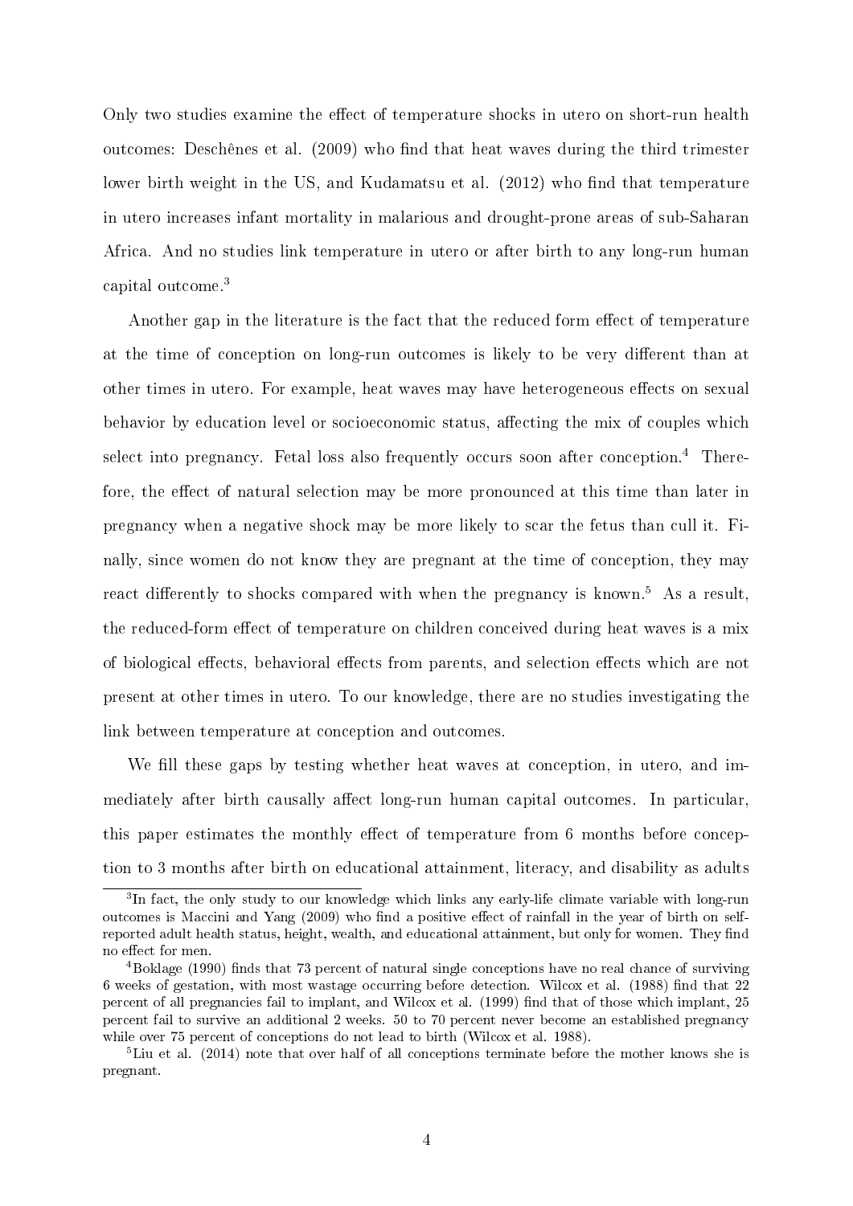Only two studies examine the effect of temperature shocks in utero on short-run health outcomes: Deschênes et al. (2009) who find that heat waves during the third trimester lower birth weight in the US, and Kudamatsu et al. (2012) who find that temperature in utero increases infant mortality in malarious and drought-prone areas of sub-Saharan Africa. And no studies link temperature in utero or after birth to any long-run human capital outcome.[3]

Another gap in the literature is the fact that the reduced form effect of temperature at the time of conception on long-run outcomes is likely to be very different than at other times in utero. For example, heat waves may have heterogeneous effects on sexual behavior by education level or socioeconomic status, affecting the mix of couples which select into pregnancy. Fetal loss also frequently occurs soon after conception.[4] Therefore, the effect of natural selection may be more pronounced at this time than later in pregnancy when a negative shock may be more likely to scar the fetus than cull it. Finally, since women do not know they are pregnant at the time of conception, they may react differently to shocks compared with when the pregnancy is known.[5] As a result, the reduced-form effect of temperature on children conceived during heat waves is a mix of biological effects, behavioral effects from parents, and selection effects which are not present at other times in utero. To our knowledge, there are no studies investigating the link between temperature at conception and outcomes.

We fill these gaps by testing whether heat waves at conception, in utero, and immediately after birth causally affect long-run human capital outcomes. In particular, this paper estimates the monthly effect of temperature from 6 months before conception to 3 months after birth on educational attainment, literacy, and disability as adults

---

[3] In fact, the only study to our knowledge which links any early-life climate variable with long-run outcomes is Maccini and Yang (2009) who find a positive effect of rainfall in the year of birth on self-reported adult health status, height, wealth, and educational attainment, but only for women. They find no effect for men.

[4] Boklage (1990) finds that 73 percent of natural single conceptions have no real chance of surviving 6 weeks of gestation, with most wastage occurring before detection. Wilcox et al. (1988) find that 22 percent of all pregnancies fail to implant, and Wilcox et al. (1999) find that of those which implant, 25 percent fail to survive an additional 2 weeks. 50 to 70 percent never become an established pregnancy while over 75 percent of conceptions do not lead to birth (Wilcox et al. 1988).

[5] Liu et al. (2014) note that over half of all conceptions terminate before the mother knows she is pregnant.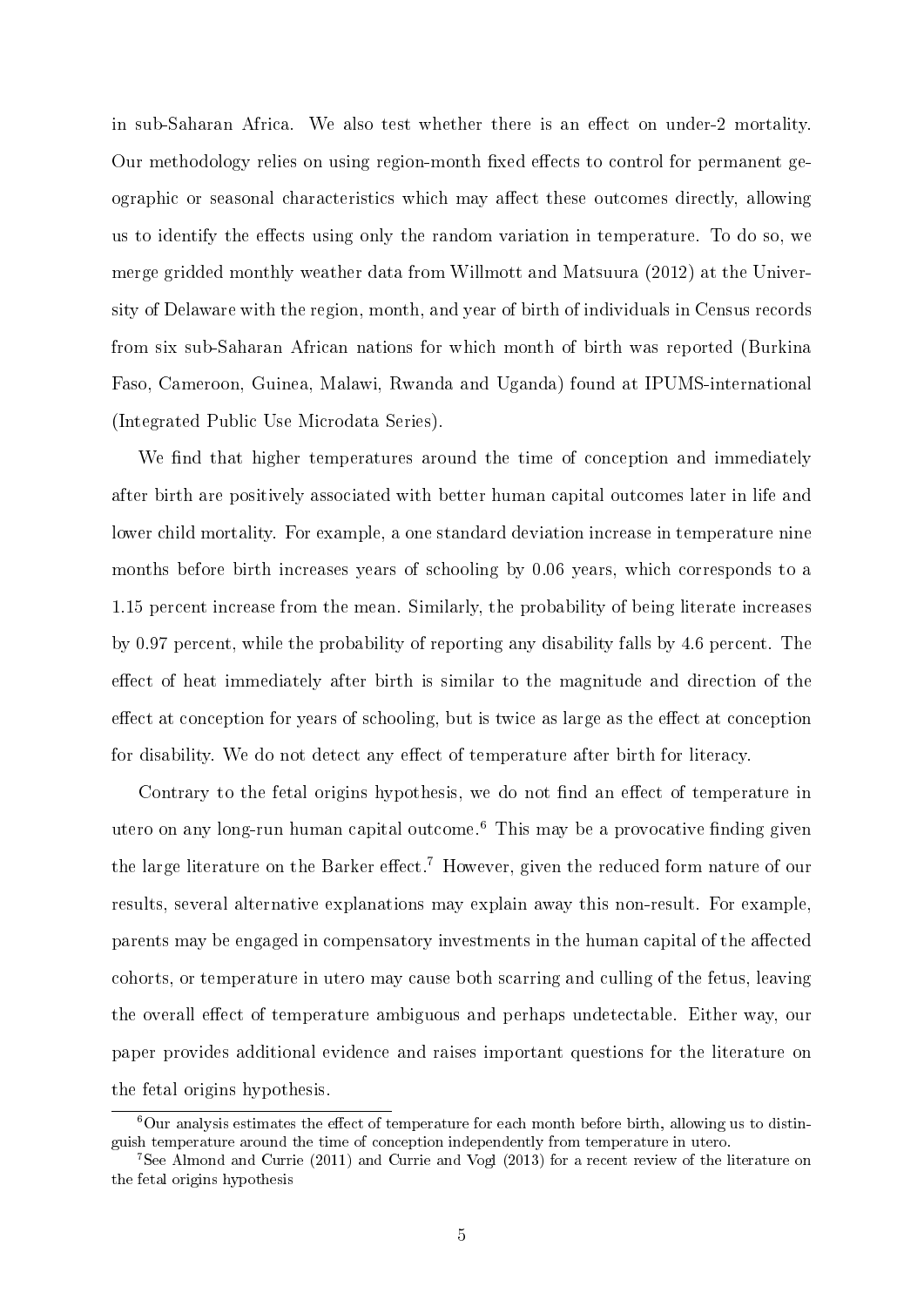in sub-Saharan Africa. We also test whether there is an effect on under-2 mortality. Our methodology relies on using region-month fixed effects to control for permanent geographic or seasonal characteristics which may affect these outcomes directly, allowing us to identify the effects using only the random variation in temperature. To do so, we merge gridded monthly weather data from Willmott and Matsuura (2012) at the University of Delaware with the region, month, and year of birth of individuals in Census records from six sub-Saharan African nations for which month of birth was reported (Burkina Faso, Cameroon, Guinea, Malawi, Rwanda and Uganda) found at IPUMS-international (Integrated Public Use Microdata Series).

We find that higher temperatures around the time of conception and immediately after birth are positively associated with better human capital outcomes later in life and lower child mortality. For example, a one standard deviation increase in temperature nine months before birth increases years of schooling by 0.06 years, which corresponds to a 1.15 percent increase from the mean. Similarly, the probability of being literate increases by 0.97 percent, while the probability of reporting any disability falls by 4.6 percent. The effect of heat immediately after birth is similar to the magnitude and direction of the effect at conception for years of schooling, but is twice as large as the effect at conception for disability. We do not detect any effect of temperature after birth for literacy.

Contrary to the fetal origins hypothesis, we do not find an effect of temperature in utero on any long-run human capital outcome.[6] This may be a provocative finding given the large literature on the Barker effect.[7] However, given the reduced form nature of our results, several alternative explanations may explain away this non-result. For example, parents may be engaged in compensatory investments in the human capital of the affected cohorts, or temperature in utero may cause both scarring and culling of the fetus, leaving the overall effect of temperature ambiguous and perhaps undetectable. Either way, our paper provides additional evidence and raises important questions for the literature on the fetal origins hypothesis.

[6]Our analysis estimates the effect of temperature for each month before birth, allowing us to distinguish temperature around the time of conception independently from temperature in utero.

[7]See Almond and Currie (2011) and Currie and Vogl (2013) for a recent review of the literature on the fetal origins hypothesis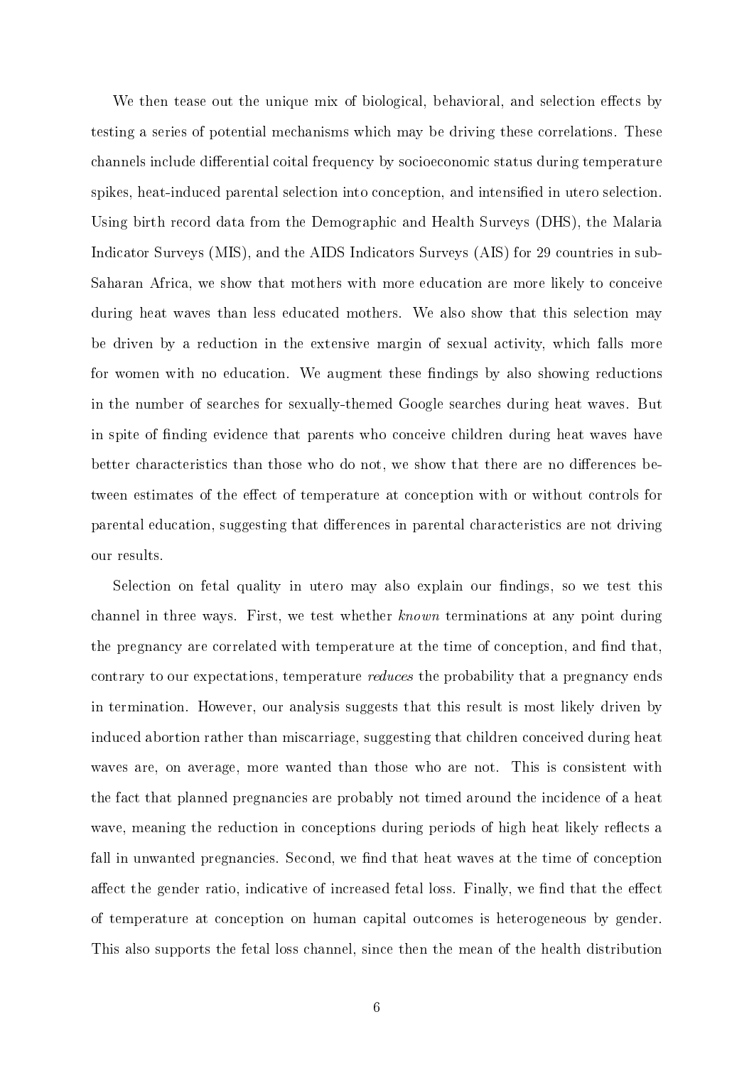We then tease out the unique mix of biological, behavioral, and selection effects by testing a series of potential mechanisms which may be driving these correlations. These channels include differential coital frequency by socioeconomic status during temperature spikes, heat-induced parental selection into conception, and intensified in utero selection. Using birth record data from the Demographic and Health Surveys (DHS), the Malaria Indicator Surveys (MIS), and the AIDS Indicators Surveys (AIS) for 29 countries in sub-Saharan Africa, we show that mothers with more education are more likely to conceive during heat waves than less educated mothers. We also show that this selection may be driven by a reduction in the extensive margin of sexual activity, which falls more for women with no education. We augment these findings by also showing reductions in the number of searches for sexually-themed Google searches during heat waves. But in spite of finding evidence that parents who conceive children during heat waves have better characteristics than those who do not, we show that there are no differences between estimates of the effect of temperature at conception with or without controls for parental education, suggesting that differences in parental characteristics are not driving our results.

Selection on fetal quality in utero may also explain our findings, so we test this channel in three ways. First, we test whether *known* terminations at any point during the pregnancy are correlated with temperature at the time of conception, and find that, contrary to our expectations, temperature *reduces* the probability that a pregnancy ends in termination. However, our analysis suggests that this result is most likely driven by induced abortion rather than miscarriage, suggesting that children conceived during heat waves are, on average, more wanted than those who are not. This is consistent with the fact that planned pregnancies are probably not timed around the incidence of a heat wave, meaning the reduction in conceptions during periods of high heat likely reflects a fall in unwanted pregnancies. Second, we find that heat waves at the time of conception affect the gender ratio, indicative of increased fetal loss. Finally, we find that the effect of temperature at conception on human capital outcomes is heterogeneous by gender. This also supports the fetal loss channel, since then the mean of the health distribution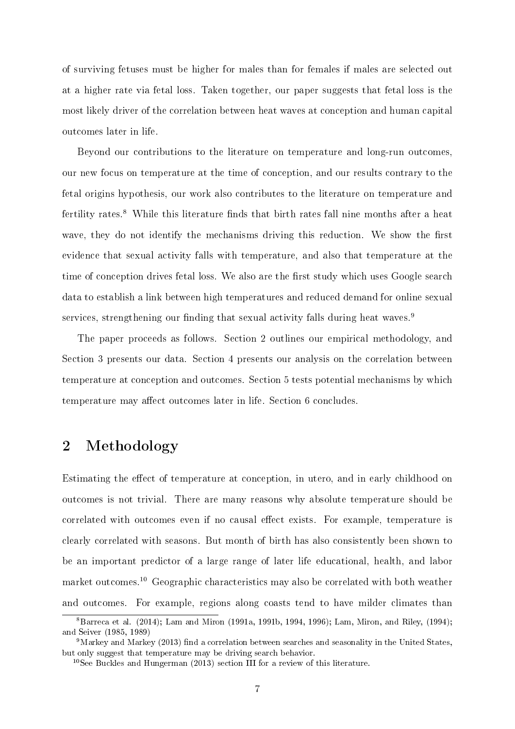of surviving fetuses must be higher for males than for females if males are selected out at a higher rate via fetal loss. Taken together, our paper suggests that fetal loss is the most likely driver of the correlation between heat waves at conception and human capital outcomes later in life.

Beyond our contributions to the literature on temperature and long-run outcomes, our new focus on temperature at the time of conception, and our results contrary to the fetal origins hypothesis, our work also contributes to the literature on temperature and fertility rates.[8] While this literature finds that birth rates fall nine months after a heat wave, they do not identify the mechanisms driving this reduction. We show the first evidence that sexual activity falls with temperature, and also that temperature at the time of conception drives fetal loss. We also are the first study which uses Google search data to establish a link between high temperatures and reduced demand for online sexual services, strengthening our finding that sexual activity falls during heat waves.[9]

The paper proceeds as follows. Section 2 outlines our empirical methodology, and Section 3 presents our data. Section 4 presents our analysis on the correlation between temperature at conception and outcomes. Section 5 tests potential mechanisms by which temperature may affect outcomes later in life. Section 6 concludes.

## 2 Methodology

Estimating the effect of temperature at conception, in utero, and in early childhood on outcomes is not trivial. There are many reasons why absolute temperature should be correlated with outcomes even if no causal effect exists. For example, temperature is clearly correlated with seasons. But month of birth has also consistently been shown to be an important predictor of a large range of later life educational, health, and labor market outcomes.[10] Geographic characteristics may also be correlated with both weather and outcomes. For example, regions along coasts tend to have milder climates than

[8] Barreca et al. (2014); Lam and Miron (1991a, 1991b, 1994, 1996); Lam, Miron, and Riley, (1994); and Seiver (1985, 1989)

[9] Markey and Markey (2013) find a correlation between searches and seasonality in the United States, but only suggest that temperature may be driving search behavior.

[10] See Buckles and Hungerman (2013) section III for a review of this literature.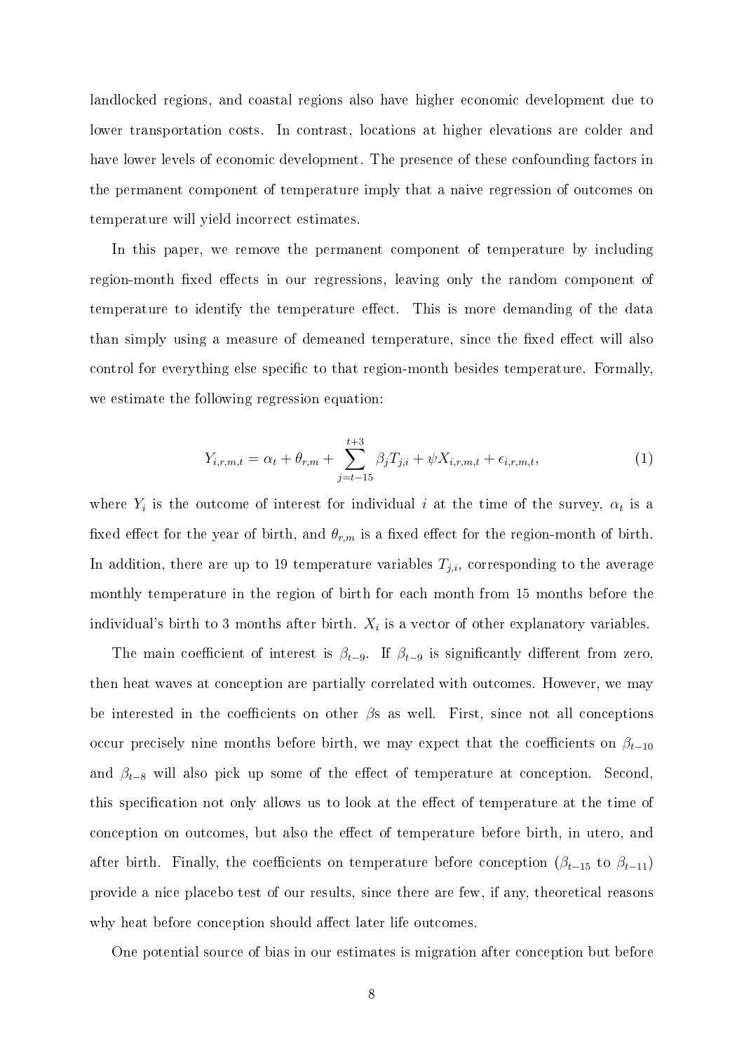landlocked regions, and coastal regions also have higher economic development due to lower transportation costs. In contrast, locations at higher elevations are colder and have lower levels of economic development. The presence of these confounding factors in the permanent component of temperature imply that a naive regression of outcomes on temperature will yield incorrect estimates.

In this paper, we remove the permanent component of temperature by including region-month fixed effects in our regressions, leaving only the random component of temperature to identify the temperature effect. This is more demanding of the data than simply using a measure of demeaned temperature, since the fixed effect will also control for everything else specific to that region-month besides temperature. Formally, we estimate the following regression equation:

$$Y_{i,r,m,t} = \alpha_t + \theta_{r,m} + \sum_{j=t-15}^{t+3} \beta_j T_{j,i} + \psi X_{i,r,m,t} + \epsilon_{i,r,m,t}, \tag{1}$$

where $Y_i$ is the outcome of interest for individual $i$ at the time of the survey, $\alpha_t$ is a fixed effect for the year of birth, and $\theta_{r,m}$ is a fixed effect for the region-month of birth. In addition, there are up to 19 temperature variables $T_{j,i}$, corresponding to the average monthly temperature in the region of birth for each month from 15 months before the individual's birth to 3 months after birth. $X_i$ is a vector of other explanatory variables.

The main coefficient of interest is $\beta_{t-9}$. If $\beta_{t-9}$ is significantly different from zero, then heat waves at conception are partially correlated with outcomes. However, we may be interested in the coefficients on other $\beta$s as well. First, since not all conceptions occur precisely nine months before birth, we may expect that the coefficients on $\beta_{t-10}$ and $\beta_{t-8}$ will also pick up some of the effect of temperature at conception. Second, this specification not only allows us to look at the effect of temperature at the time of conception on outcomes, but also the effect of temperature before birth, in utero, and after birth. Finally, the coefficients on temperature before conception ($\beta_{t-15}$ to $\beta_{t-11}$) provide a nice placebo test of our results, since there are few, if any, theoretical reasons why heat before conception should affect later life outcomes.

One potential source of bias in our estimates is migration after conception but before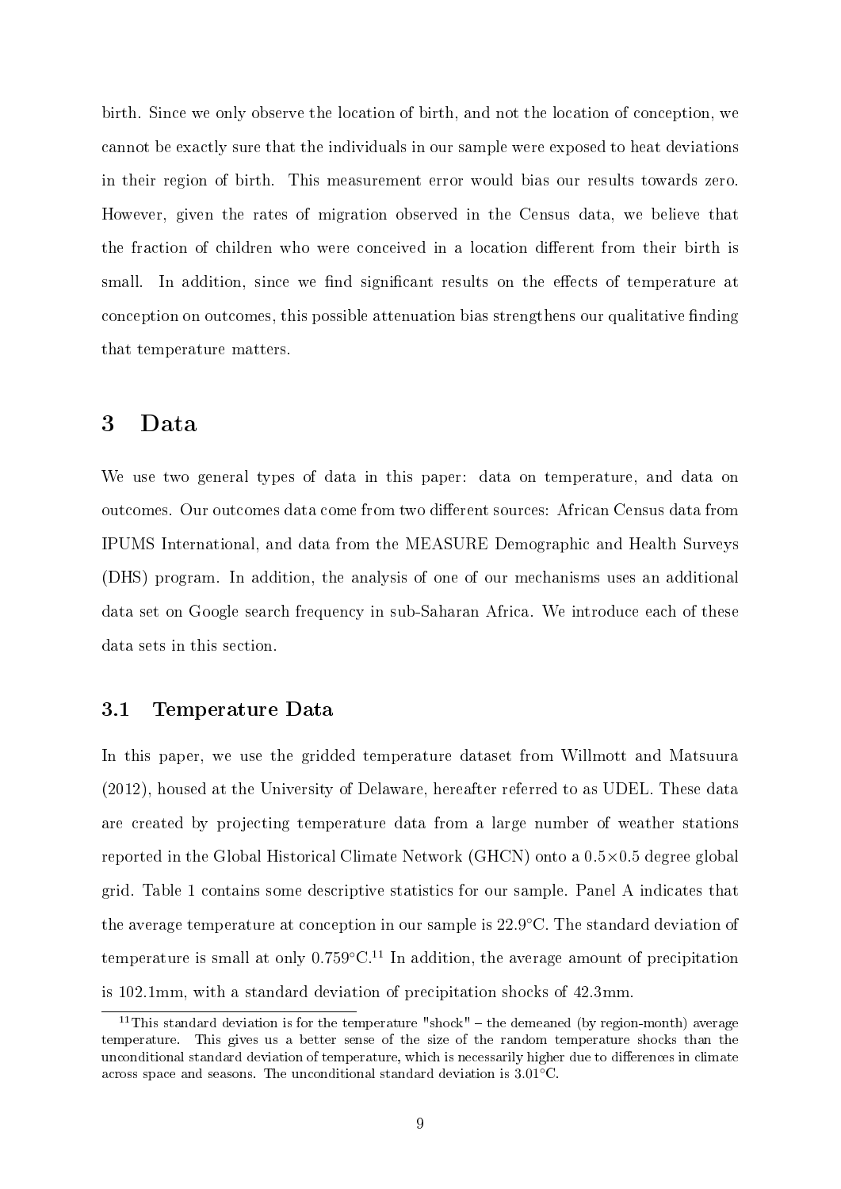birth. Since we only observe the location of birth, and not the location of conception, we cannot be exactly sure that the individuals in our sample were exposed to heat deviations in their region of birth. This measurement error would bias our results towards zero. However, given the rates of migration observed in the Census data, we believe that the fraction of children who were conceived in a location different from their birth is small. In addition, since we find significant results on the effects of temperature at conception on outcomes, this possible attenuation bias strengthens our qualitative finding that temperature matters.

## 3 Data

We use two general types of data in this paper: data on temperature, and data on outcomes. Our outcomes data come from two different sources: African Census data from IPUMS International, and data from the MEASURE Demographic and Health Surveys (DHS) program. In addition, the analysis of one of our mechanisms uses an additional data set on Google search frequency in sub-Saharan Africa. We introduce each of these data sets in this section.

### 3.1 Temperature Data

In this paper, we use the gridded temperature dataset from Willmott and Matsuura (2012), housed at the University of Delaware, hereafter referred to as UDEL. These data are created by projecting temperature data from a large number of weather stations reported in the Global Historical Climate Network (GHCN) onto a $0.5 \times 0.5$ degree global grid. Table 1 contains some descriptive statistics for our sample. Panel A indicates that the average temperature at conception in our sample is 22.9°C. The standard deviation of temperature is small at only 0.759°C.[11] In addition, the average amount of precipitation is 102.1mm, with a standard deviation of precipitation shocks of 42.3mm.

[11] This standard deviation is for the temperature "shock" – the demeaned (by region-month) average temperature. This gives us a better sense of the size of the random temperature shocks than the unconditional standard deviation of temperature, which is necessarily higher due to differences in climate across space and seasons. The unconditional standard deviation is 3.01°C.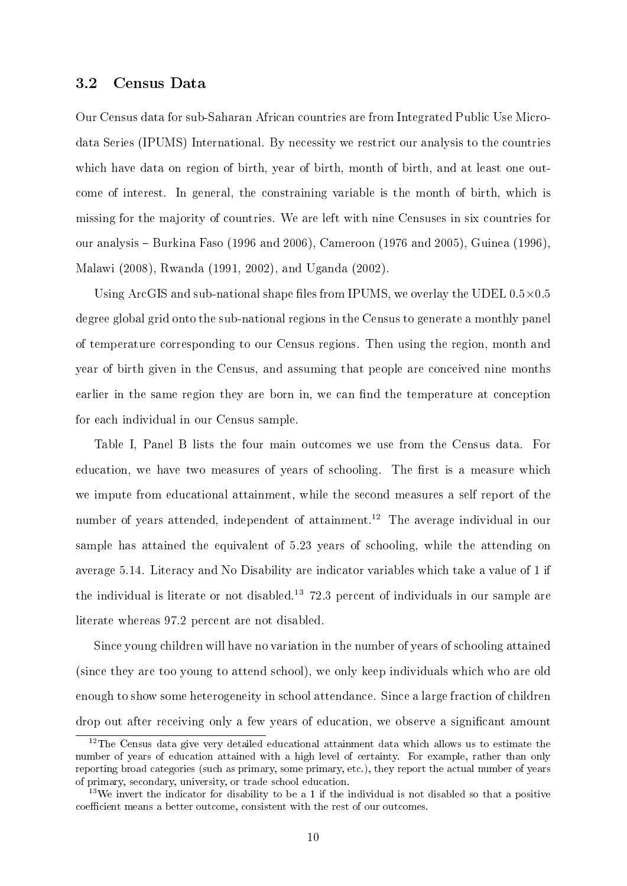### 3.2 Census Data

Our Census data for sub-Saharan African countries are from Integrated Public Use Microdata Series (IPUMS) International. By necessity we restrict our analysis to the countries which have data on region of birth, year of birth, month of birth, and at least one outcome of interest. In general, the constraining variable is the month of birth, which is missing for the majority of countries. We are left with nine Censuses in six countries for our analysis – Burkina Faso (1996 and 2006), Cameroon (1976 and 2005), Guinea (1996), Malawi (2008), Rwanda (1991, 2002), and Uganda (2002).

Using ArcGIS and sub-national shape files from IPUMS, we overlay the UDEL $0.5 \times 0.5$ degree global grid onto the sub-national regions in the Census to generate a monthly panel of temperature corresponding to our Census regions. Then using the region, month and year of birth given in the Census, and assuming that people are conceived nine months earlier in the same region they are born in, we can find the temperature at conception for each individual in our Census sample.

Table I, Panel B lists the four main outcomes we use from the Census data. For education, we have two measures of years of schooling. The first is a measure which we impute from educational attainment, while the second measures a self report of the number of years attended, independent of attainment.[12] The average individual in our sample has attained the equivalent of 5.23 years of schooling, while the attending on average 5.14. Literacy and No Disability are indicator variables which take a value of 1 if the individual is literate or not disabled.[13] 72.3 percent of individuals in our sample are literate whereas 97.2 percent are not disabled.

Since young children will have no variation in the number of years of schooling attained (since they are too young to attend school), we only keep individuals which who are old enough to show some heterogeneity in school attendance. Since a large fraction of children drop out after receiving only a few years of education, we observe a significant amount

[12] The Census data give very detailed educational attainment data which allows us to estimate the number of years of education attained with a high level of certainty. For example, rather than only reporting broad categories (such as primary, some primary, etc.), they report the actual number of years of primary, secondary, university, or trade school education.

[13] We invert the indicator for disability to be a 1 if the individual is not disabled so that a positive coefficient means a better outcome, consistent with the rest of our outcomes.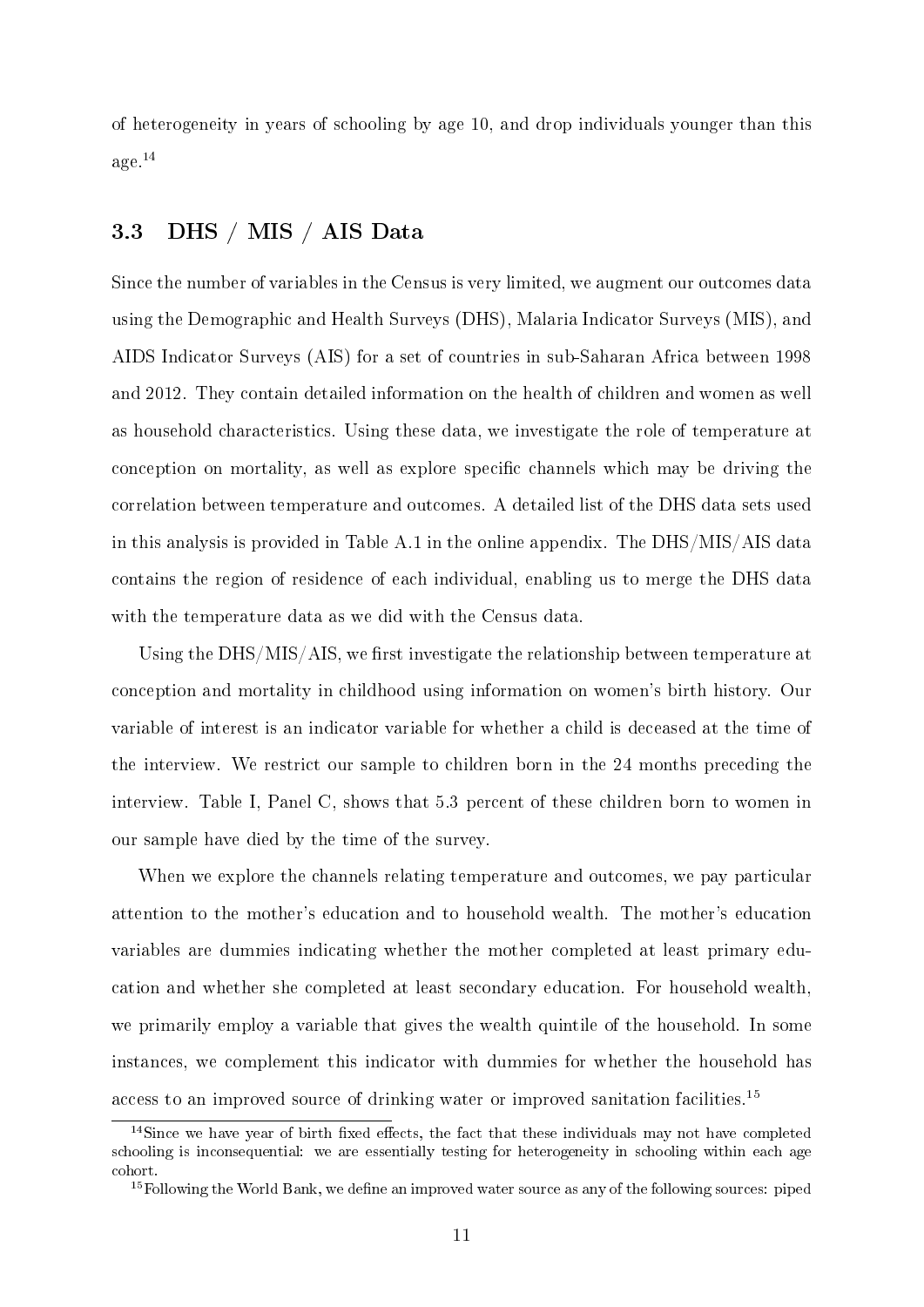of heterogeneity in years of schooling by age 10, and drop individuals younger than this age.[14]

### 3.3 DHS / MIS / AIS Data

Since the number of variables in the Census is very limited, we augment our outcomes data using the Demographic and Health Surveys (DHS), Malaria Indicator Surveys (MIS), and AIDS Indicator Surveys (AIS) for a set of countries in sub-Saharan Africa between 1998 and 2012. They contain detailed information on the health of children and women as well as household characteristics. Using these data, we investigate the role of temperature at conception on mortality, as well as explore specific channels which may be driving the correlation between temperature and outcomes. A detailed list of the DHS data sets used in this analysis is provided in Table A.1 in the online appendix. The DHS/MIS/AIS data contains the region of residence of each individual, enabling us to merge the DHS data with the temperature data as we did with the Census data.

Using the DHS/MIS/AIS, we first investigate the relationship between temperature at conception and mortality in childhood using information on women's birth history. Our variable of interest is an indicator variable for whether a child is deceased at the time of the interview. We restrict our sample to children born in the 24 months preceding the interview. Table I, Panel C, shows that 5.3 percent of these children born to women in our sample have died by the time of the survey.

When we explore the channels relating temperature and outcomes, we pay particular attention to the mother's education and to household wealth. The mother's education variables are dummies indicating whether the mother completed at least primary education and whether she completed at least secondary education. For household wealth, we primarily employ a variable that gives the wealth quintile of the household. In some instances, we complement this indicator with dummies for whether the household has access to an improved source of drinking water or improved sanitation facilities.[15]

---

[14] Since we have year of birth fixed effects, the fact that these individuals may not have completed schooling is inconsequential: we are essentially testing for heterogeneity in schooling within each age cohort.

[15] Following the World Bank, we define an improved water source as any of the following sources: piped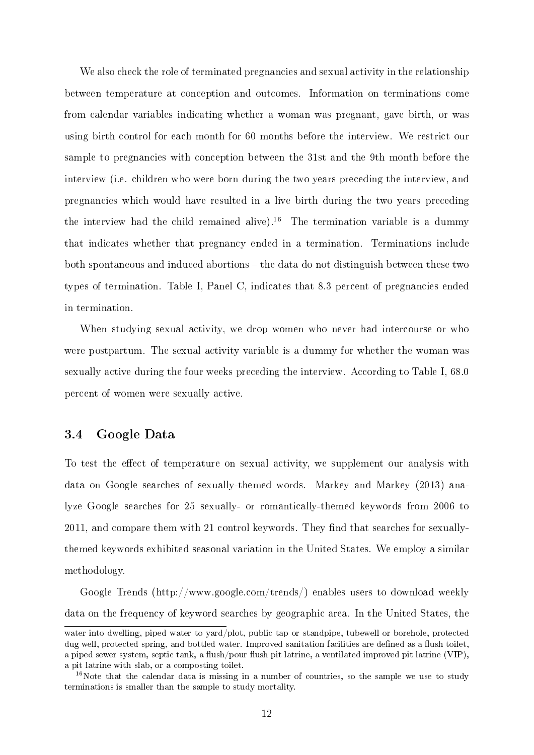We also check the role of terminated pregnancies and sexual activity in the relationship between temperature at conception and outcomes. Information on terminations come from calendar variables indicating whether a woman was pregnant, gave birth, or was using birth control for each month for 60 months before the interview. We restrict our sample to pregnancies with conception between the 31st and the 9th month before the interview (i.e. children who were born during the two years preceding the interview, and pregnancies which would have resulted in a live birth during the two years preceding the interview had the child remained alive).[16] The termination variable is a dummy that indicates whether that pregnancy ended in a termination. Terminations include both spontaneous and induced abortions – the data do not distinguish between these two types of termination. Table I, Panel C, indicates that 8.3 percent of pregnancies ended in termination.

When studying sexual activity, we drop women who never had intercourse or who were postpartum. The sexual activity variable is a dummy for whether the woman was sexually active during the four weeks preceding the interview. According to Table I, 68.0 percent of women were sexually active.

## 3.4 Google Data

To test the effect of temperature on sexual activity, we supplement our analysis with data on Google searches of sexually-themed words. Markey and Markey (2013) analyze Google searches for 25 sexually- or romantically-themed keywords from 2006 to 2011, and compare them with 21 control keywords. They find that searches for sexually-themed keywords exhibited seasonal variation in the United States. We employ a similar methodology.

Google Trends (http://www.google.com/trends/) enables users to download weekly data on the frequency of keyword searches by geographic area. In the United States, the

water into dwelling, piped water to yard/plot, public tap or standpipe, tubewell or borehole, protected dug well, protected spring, and bottled water. Improved sanitation facilities are defined as a flush toilet, a piped sewer system, septic tank, a flush/pour flush pit latrine, a ventilated improved pit latrine (VIP), a pit latrine with slab, or a composting toilet.

[16] Note that the calendar data is missing in a number of countries, so the sample we use to study terminations is smaller than the sample to study mortality.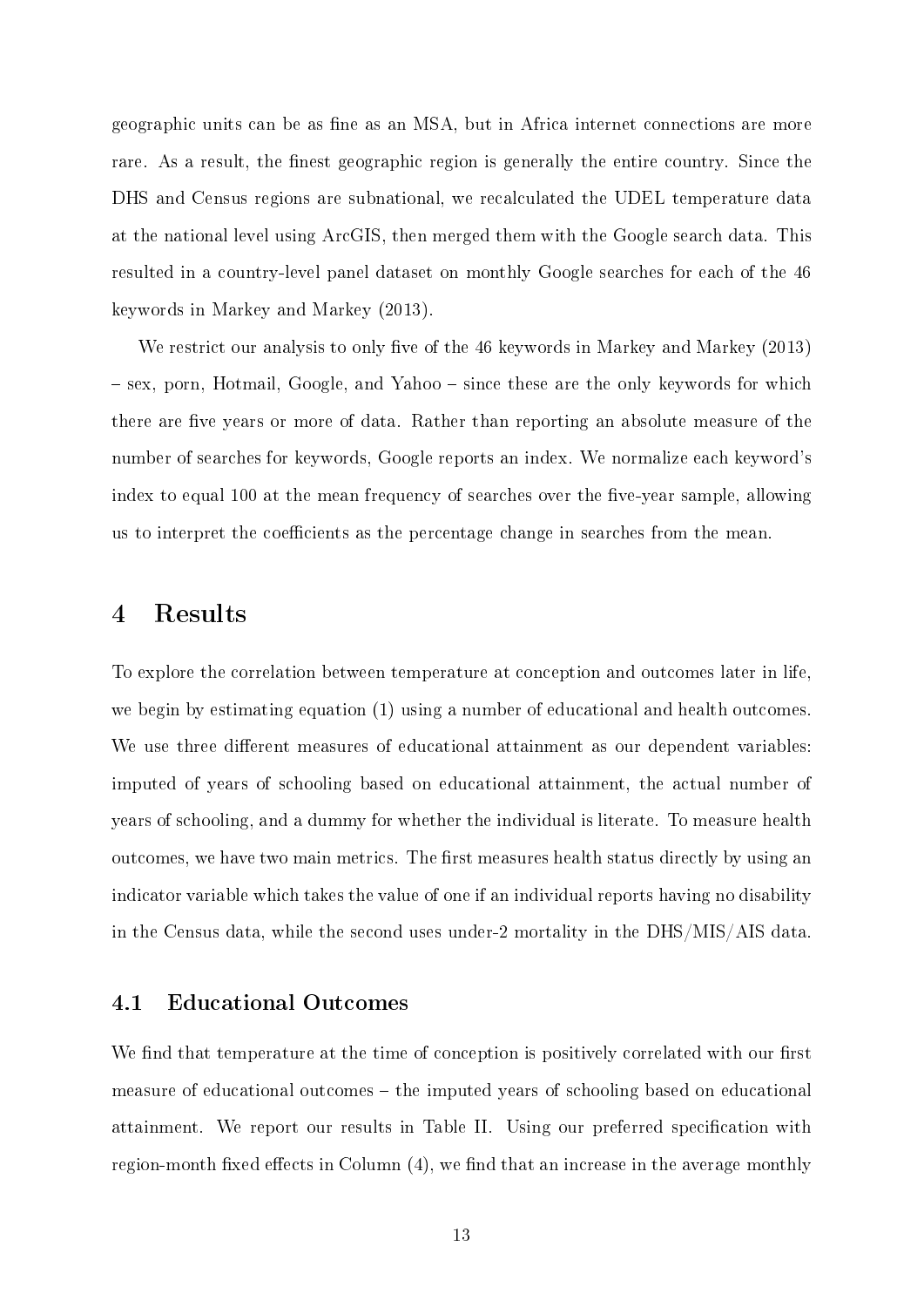geographic units can be as fine as an MSA, but in Africa internet connections are more rare. As a result, the finest geographic region is generally the entire country. Since the DHS and Census regions are subnational, we recalculated the UDEL temperature data at the national level using ArcGIS, then merged them with the Google search data. This resulted in a country-level panel dataset on monthly Google searches for each of the 46 keywords in Markey and Markey (2013).

We restrict our analysis to only five of the 46 keywords in Markey and Markey (2013) – sex, porn, Hotmail, Google, and Yahoo – since these are the only keywords for which there are five years or more of data. Rather than reporting an absolute measure of the number of searches for keywords, Google reports an index. We normalize each keyword's index to equal 100 at the mean frequency of searches over the five-year sample, allowing us to interpret the coefficients as the percentage change in searches from the mean.

# 4 Results

To explore the correlation between temperature at conception and outcomes later in life, we begin by estimating equation (1) using a number of educational and health outcomes. We use three different measures of educational attainment as our dependent variables: imputed of years of schooling based on educational attainment, the actual number of years of schooling, and a dummy for whether the individual is literate. To measure health outcomes, we have two main metrics. The first measures health status directly by using an indicator variable which takes the value of one if an individual reports having no disability in the Census data, while the second uses under-2 mortality in the DHS/MIS/AIS data.

## 4.1 Educational Outcomes

We find that temperature at the time of conception is positively correlated with our first measure of educational outcomes – the imputed years of schooling based on educational attainment. We report our results in Table II. Using our preferred specification with region-month fixed effects in Column (4), we find that an increase in the average monthly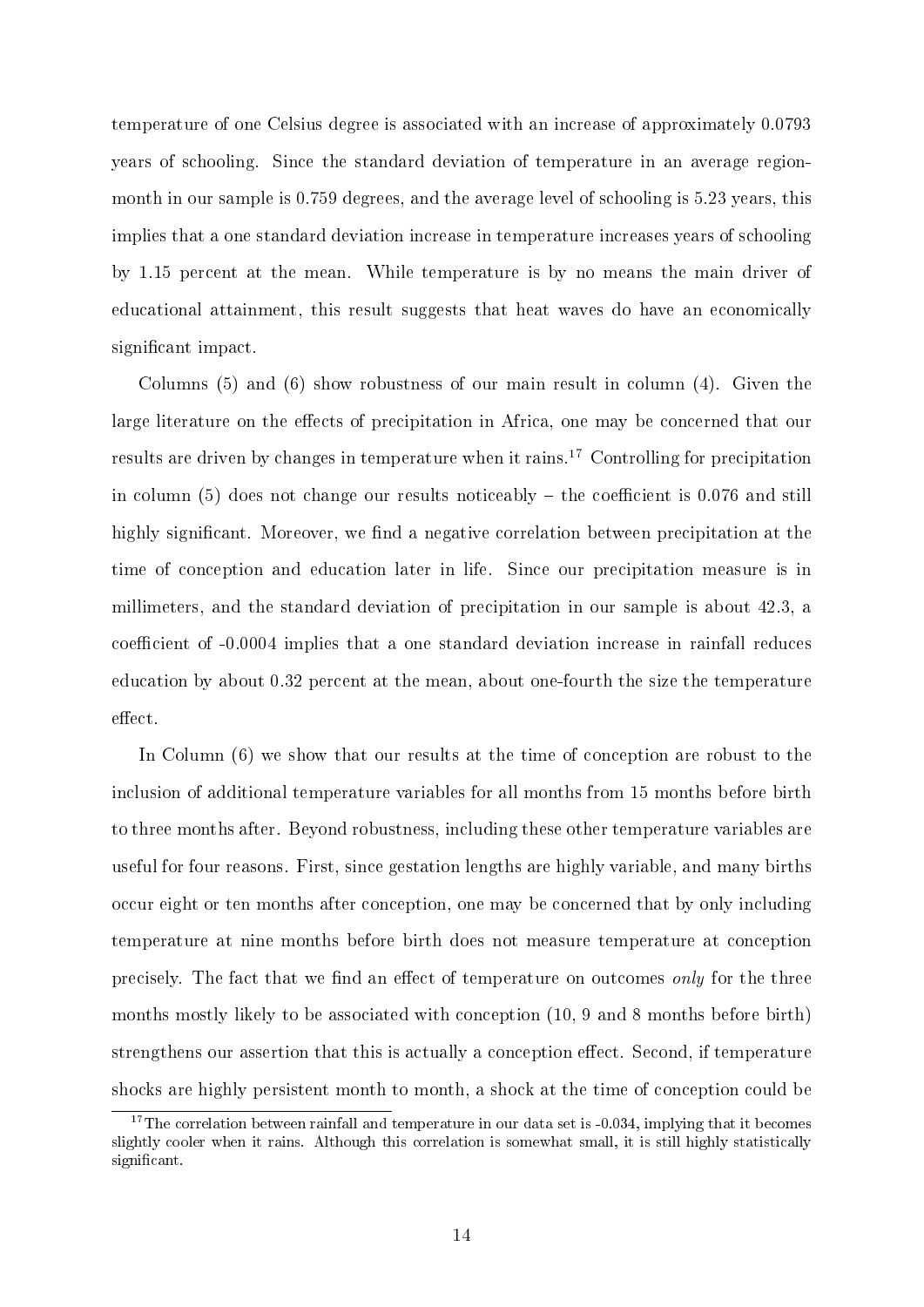temperature of one Celsius degree is associated with an increase of approximately 0.0793 years of schooling. Since the standard deviation of temperature in an average region-month in our sample is 0.759 degrees, and the average level of schooling is 5.23 years, this implies that a one standard deviation increase in temperature increases years of schooling by 1.15 percent at the mean. While temperature is by no means the main driver of educational attainment, this result suggests that heat waves do have an economically significant impact.

Columns (5) and (6) show robustness of our main result in column (4). Given the large literature on the effects of precipitation in Africa, one may be concerned that our results are driven by changes in temperature when it rains.[17] Controlling for precipitation in column (5) does not change our results noticeably – the coefficient is 0.076 and still highly significant. Moreover, we find a negative correlation between precipitation at the time of conception and education later in life. Since our precipitation measure is in millimeters, and the standard deviation of precipitation in our sample is about 42.3, a coefficient of -0.0004 implies that a one standard deviation increase in rainfall reduces education by about 0.32 percent at the mean, about one-fourth the size the temperature effect.

In Column (6) we show that our results at the time of conception are robust to the inclusion of additional temperature variables for all months from 15 months before birth to three months after. Beyond robustness, including these other temperature variables are useful for four reasons. First, since gestation lengths are highly variable, and many births occur eight or ten months after conception, one may be concerned that by only including temperature at nine months before birth does not measure temperature at conception precisely. The fact that we find an effect of temperature on outcomes *only* for the three months mostly likely to be associated with conception (10, 9 and 8 months before birth) strengthens our assertion that this is actually a conception effect. Second, if temperature shocks are highly persistent month to month, a shock at the time of conception could be

[17] The correlation between rainfall and temperature in our data set is -0.034, implying that it becomes slightly cooler when it rains. Although this correlation is somewhat small, it is still highly statistically significant.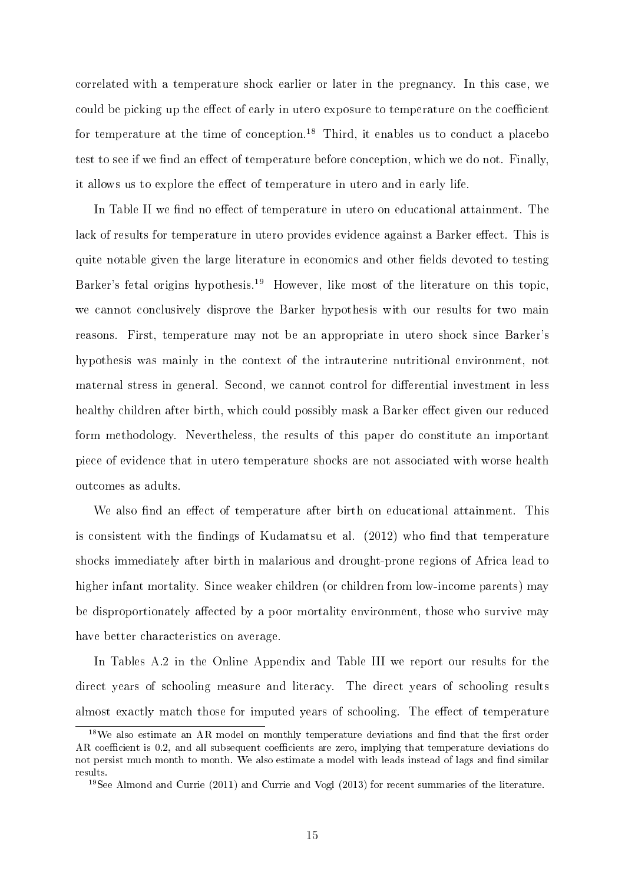correlated with a temperature shock earlier or later in the pregnancy. In this case, we could be picking up the effect of early in utero exposure to temperature on the coefficient for temperature at the time of conception.[18] Third, it enables us to conduct a placebo test to see if we find an effect of temperature before conception, which we do not. Finally, it allows us to explore the effect of temperature in utero and in early life.

In Table II we find no effect of temperature in utero on educational attainment. The lack of results for temperature in utero provides evidence against a Barker effect. This is quite notable given the large literature in economics and other fields devoted to testing Barker's fetal origins hypothesis.[19] However, like most of the literature on this topic, we cannot conclusively disprove the Barker hypothesis with our results for two main reasons. First, temperature may not be an appropriate in utero shock since Barker's hypothesis was mainly in the context of the intrauterine nutritional environment, not maternal stress in general. Second, we cannot control for differential investment in less healthy children after birth, which could possibly mask a Barker effect given our reduced form methodology. Nevertheless, the results of this paper do constitute an important piece of evidence that in utero temperature shocks are not associated with worse health outcomes as adults.

We also find an effect of temperature after birth on educational attainment. This is consistent with the findings of Kudamatsu et al. (2012) who find that temperature shocks immediately after birth in malarious and drought-prone regions of Africa lead to higher infant mortality. Since weaker children (or children from low-income parents) may be disproportionately affected by a poor mortality environment, those who survive may have better characteristics on average.

In Tables A.2 in the Online Appendix and Table III we report our results for the direct years of schooling measure and literacy. The direct years of schooling results almost exactly match those for imputed years of schooling. The effect of temperature

[18] We also estimate an AR model on monthly temperature deviations and find that the first order AR coefficient is 0.2, and all subsequent coefficients are zero, implying that temperature deviations do not persist much month to month. We also estimate a model with leads instead of lags and find similar results.

[19] See Almond and Currie (2011) and Currie and Vogl (2013) for recent summaries of the literature.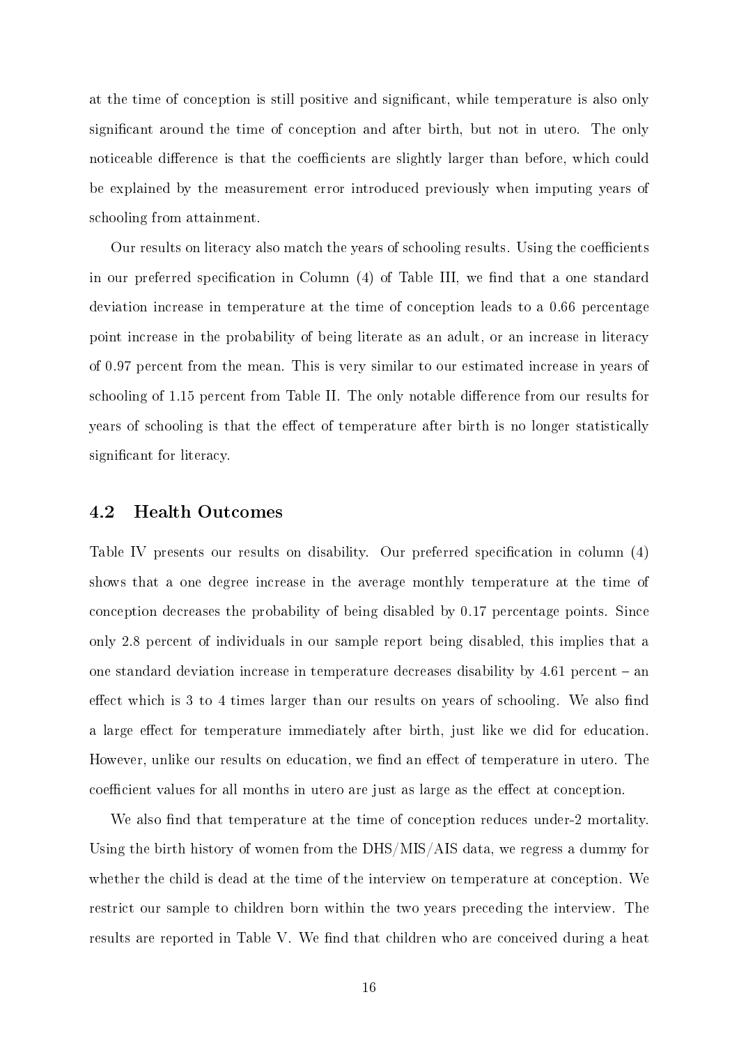at the time of conception is still positive and significant, while temperature is also only significant around the time of conception and after birth, but not in utero. The only noticeable difference is that the coefficients are slightly larger than before, which could be explained by the measurement error introduced previously when imputing years of schooling from attainment.

Our results on literacy also match the years of schooling results. Using the coefficients in our preferred specification in Column (4) of Table III, we find that a one standard deviation increase in temperature at the time of conception leads to a 0.66 percentage point increase in the probability of being literate as an adult, or an increase in literacy of 0.97 percent from the mean. This is very similar to our estimated increase in years of schooling of 1.15 percent from Table II. The only notable difference from our results for years of schooling is that the effect of temperature after birth is no longer statistically significant for literacy.

## 4.2 Health Outcomes

Table IV presents our results on disability. Our preferred specification in column (4) shows that a one degree increase in the average monthly temperature at the time of conception decreases the probability of being disabled by 0.17 percentage points. Since only 2.8 percent of individuals in our sample report being disabled, this implies that a one standard deviation increase in temperature decreases disability by 4.61 percent – an effect which is 3 to 4 times larger than our results on years of schooling. We also find a large effect for temperature immediately after birth, just like we did for education. However, unlike our results on education, we find an effect of temperature in utero. The coefficient values for all months in utero are just as large as the effect at conception.

We also find that temperature at the time of conception reduces under-2 mortality. Using the birth history of women from the DHS/MIS/AIS data, we regress a dummy for whether the child is dead at the time of the interview on temperature at conception. We restrict our sample to children born within the two years preceding the interview. The results are reported in Table V. We find that children who are conceived during a heat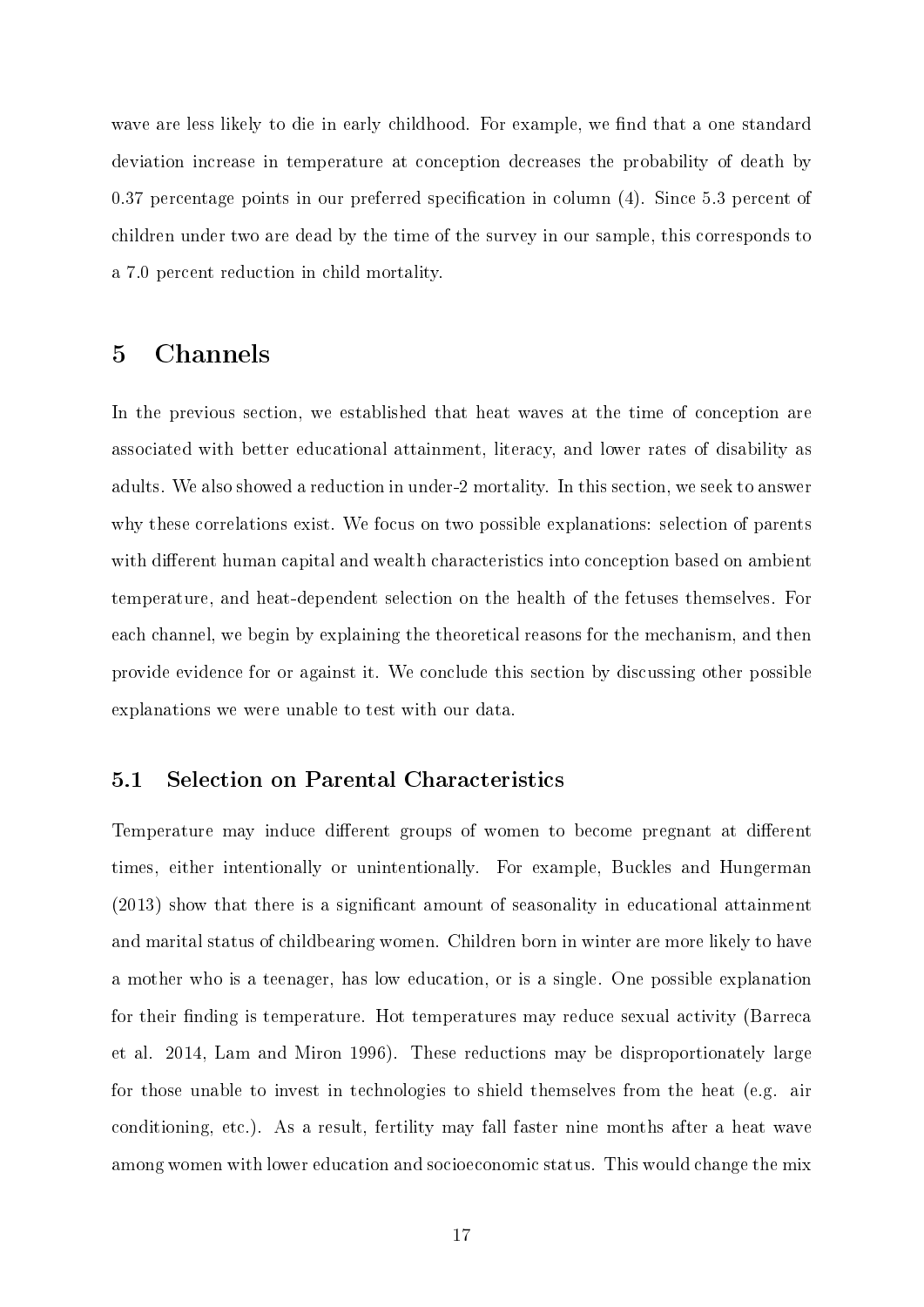wave are less likely to die in early childhood. For example, we find that a one standard deviation increase in temperature at conception decreases the probability of death by 0.37 percentage points in our preferred specification in column (4). Since 5.3 percent of children under two are dead by the time of the survey in our sample, this corresponds to a 7.0 percent reduction in child mortality.

# 5 Channels

In the previous section, we established that heat waves at the time of conception are associated with better educational attainment, literacy, and lower rates of disability as adults. We also showed a reduction in under-2 mortality. In this section, we seek to answer why these correlations exist. We focus on two possible explanations: selection of parents with different human capital and wealth characteristics into conception based on ambient temperature, and heat-dependent selection on the health of the fetuses themselves. For each channel, we begin by explaining the theoretical reasons for the mechanism, and then provide evidence for or against it. We conclude this section by discussing other possible explanations we were unable to test with our data.

## 5.1 Selection on Parental Characteristics

Temperature may induce different groups of women to become pregnant at different times, either intentionally or unintentionally. For example, Buckles and Hungerman (2013) show that there is a significant amount of seasonality in educational attainment and marital status of childbearing women. Children born in winter are more likely to have a mother who is a teenager, has low education, or is a single. One possible explanation for their finding is temperature. Hot temperatures may reduce sexual activity (Barreca et al. 2014, Lam and Miron 1996). These reductions may be disproportionately large for those unable to invest in technologies to shield themselves from the heat (e.g. air conditioning, etc.). As a result, fertility may fall faster nine months after a heat wave among women with lower education and socioeconomic status. This would change the mix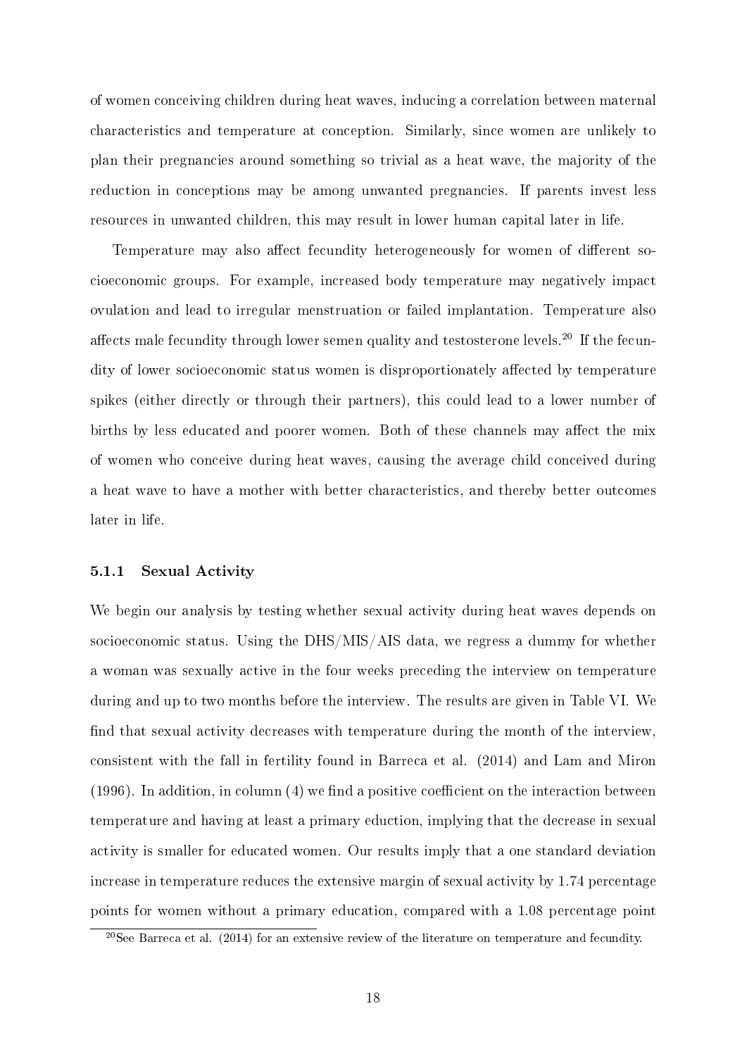of women conceiving children during heat waves, inducing a correlation between maternal characteristics and temperature at conception. Similarly, since women are unlikely to plan their pregnancies around something so trivial as a heat wave, the majority of the reduction in conceptions may be among unwanted pregnancies. If parents invest less resources in unwanted children, this may result in lower human capital later in life.

Temperature may also affect fecundity heterogeneously for women of different socioeconomic groups. For example, increased body temperature may negatively impact ovulation and lead to irregular menstruation or failed implantation. Temperature also affects male fecundity through lower semen quality and testosterone levels.[20] If the fecundity of lower socioeconomic status women is disproportionately affected by temperature spikes (either directly or through their partners), this could lead to a lower number of births by less educated and poorer women. Both of these channels may affect the mix of women who conceive during heat waves, causing the average child conceived during a heat wave to have a mother with better characteristics, and thereby better outcomes later in life.

### 5.1.1 Sexual Activity

We begin our analysis by testing whether sexual activity during heat waves depends on socioeconomic status. Using the DHS/MIS/AIS data, we regress a dummy for whether a woman was sexually active in the four weeks preceding the interview on temperature during and up to two months before the interview. The results are given in Table VI. We find that sexual activity decreases with temperature during the month of the interview, consistent with the fall in fertility found in Barreca et al. (2014) and Lam and Miron (1996). In addition, in column (4) we find a positive coefficient on the interaction between temperature and having at least a primary eduction, implying that the decrease in sexual activity is smaller for educated women. Our results imply that a one standard deviation increase in temperature reduces the extensive margin of sexual activity by 1.74 percentage points for women without a primary education, compared with a 1.08 percentage point

[20] See Barreca et al. (2014) for an extensive review of the literature on temperature and fecundity.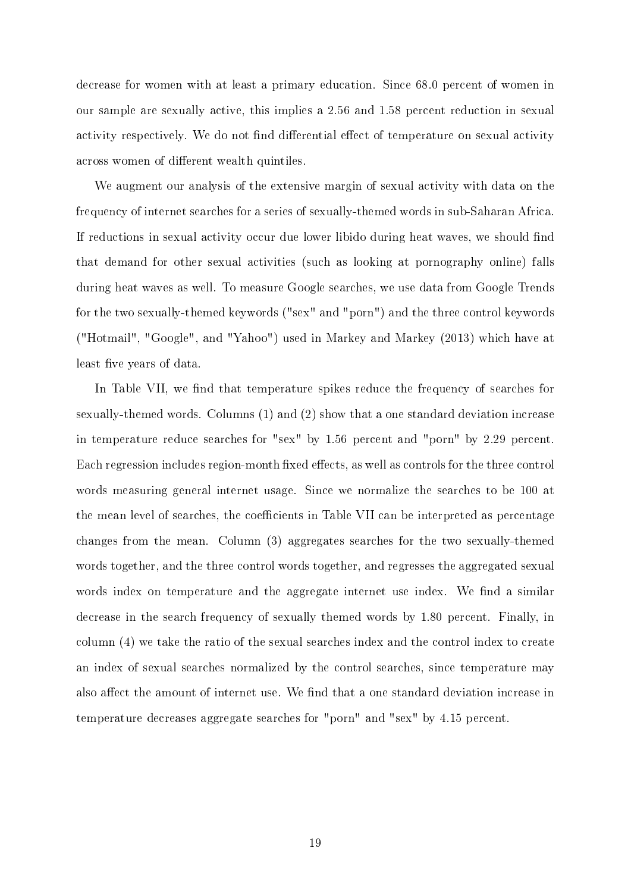decrease for women with at least a primary education. Since 68.0 percent of women in our sample are sexually active, this implies a 2.56 and 1.58 percent reduction in sexual activity respectively. We do not find differential effect of temperature on sexual activity across women of different wealth quintiles.

We augment our analysis of the extensive margin of sexual activity with data on the frequency of internet searches for a series of sexually-themed words in sub-Saharan Africa. If reductions in sexual activity occur due lower libido during heat waves, we should find that demand for other sexual activities (such as looking at pornography online) falls during heat waves as well. To measure Google searches, we use data from Google Trends for the two sexually-themed keywords ("sex" and "porn") and the three control keywords ("Hotmail", "Google", and "Yahoo") used in Markey and Markey (2013) which have at least five years of data.

In Table VII, we find that temperature spikes reduce the frequency of searches for sexually-themed words. Columns (1) and (2) show that a one standard deviation increase in temperature reduce searches for "sex" by 1.56 percent and "porn" by 2.29 percent. Each regression includes region-month fixed effects, as well as controls for the three control words measuring general internet usage. Since we normalize the searches to be 100 at the mean level of searches, the coefficients in Table VII can be interpreted as percentage changes from the mean. Column (3) aggregates searches for the two sexually-themed words together, and the three control words together, and regresses the aggregated sexual words index on temperature and the aggregate internet use index. We find a similar decrease in the search frequency of sexually themed words by 1.80 percent. Finally, in column (4) we take the ratio of the sexual searches index and the control index to create an index of sexual searches normalized by the control searches, since temperature may also affect the amount of internet use. We find that a one standard deviation increase in temperature decreases aggregate searches for "porn" and "sex" by 4.15 percent.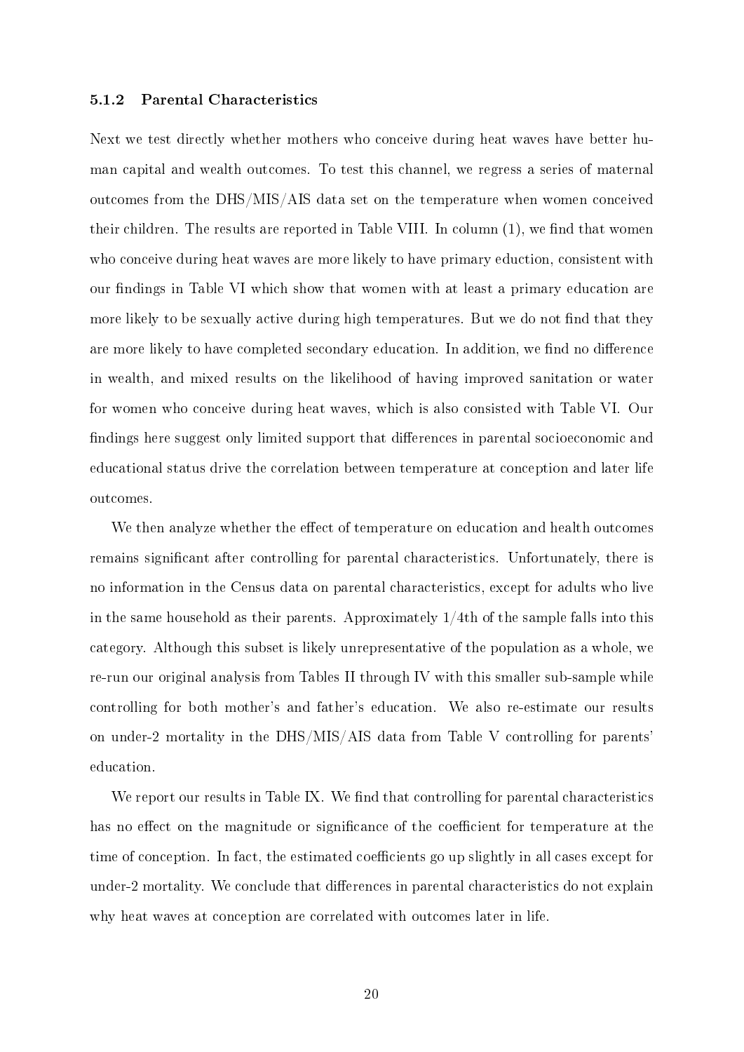#### 5.1.2 Parental Characteristics

Next we test directly whether mothers who conceive during heat waves have better human capital and wealth outcomes. To test this channel, we regress a series of maternal outcomes from the DHS/MIS/AIS data set on the temperature when women conceived their children. The results are reported in Table VIII. In column (1), we find that women who conceive during heat waves are more likely to have primary eduction, consistent with our findings in Table VI which show that women with at least a primary education are more likely to be sexually active during high temperatures. But we do not find that they are more likely to have completed secondary education. In addition, we find no difference in wealth, and mixed results on the likelihood of having improved sanitation or water for women who conceive during heat waves, which is also consisted with Table VI. Our findings here suggest only limited support that differences in parental socioeconomic and educational status drive the correlation between temperature at conception and later life outcomes.

We then analyze whether the effect of temperature on education and health outcomes remains significant after controlling for parental characteristics. Unfortunately, there is no information in the Census data on parental characteristics, except for adults who live in the same household as their parents. Approximately 1/4th of the sample falls into this category. Although this subset is likely unrepresentative of the population as a whole, we re-run our original analysis from Tables II through IV with this smaller sub-sample while controlling for both mother's and father's education. We also re-estimate our results on under-2 mortality in the DHS/MIS/AIS data from Table V controlling for parents' education.

We report our results in Table IX. We find that controlling for parental characteristics has no effect on the magnitude or significance of the coefficient for temperature at the time of conception. In fact, the estimated coefficients go up slightly in all cases except for under-2 mortality. We conclude that differences in parental characteristics do not explain why heat waves at conception are correlated with outcomes later in life.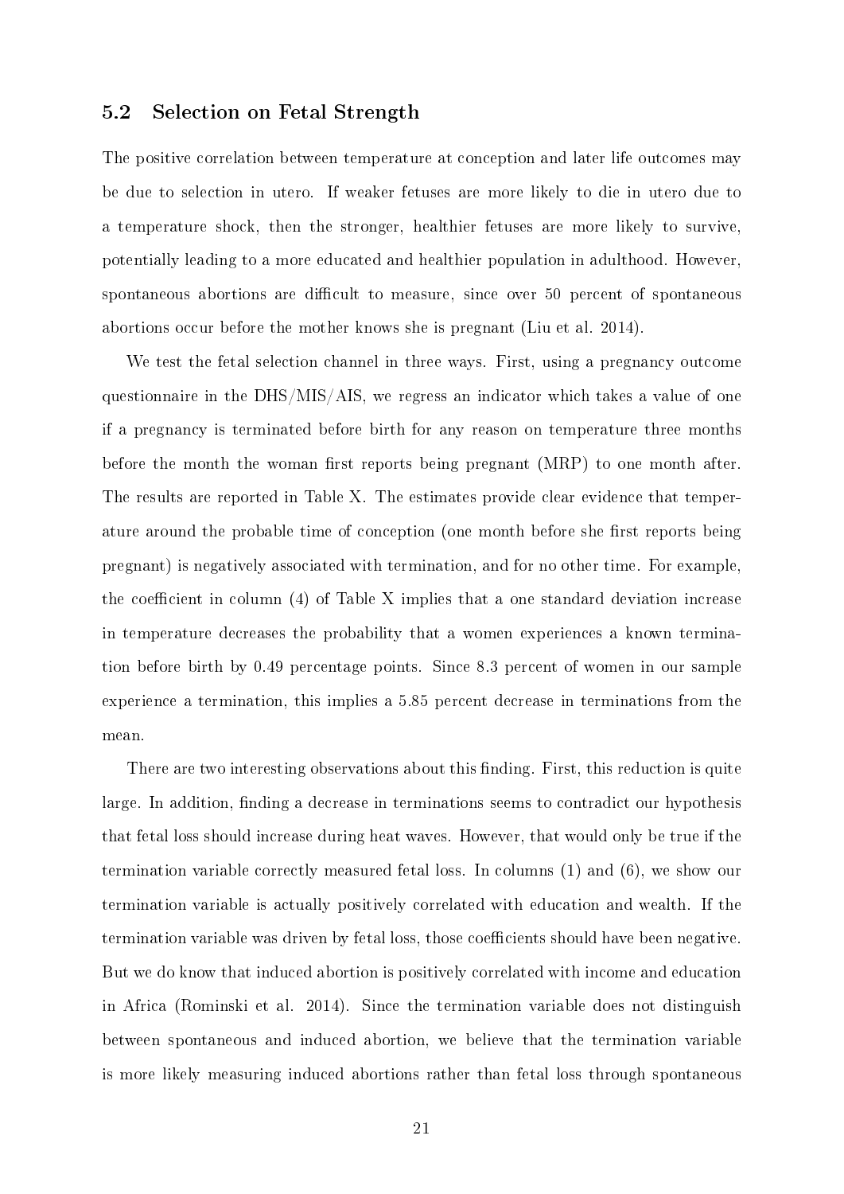## 5.2 Selection on Fetal Strength

The positive correlation between temperature at conception and later life outcomes may be due to selection in utero. If weaker fetuses are more likely to die in utero due to a temperature shock, then the stronger, healthier fetuses are more likely to survive, potentially leading to a more educated and healthier population in adulthood. However, spontaneous abortions are difficult to measure, since over 50 percent of spontaneous abortions occur before the mother knows she is pregnant (Liu et al. 2014).

We test the fetal selection channel in three ways. First, using a pregnancy outcome questionnaire in the DHS/MIS/AIS, we regress an indicator which takes a value of one if a pregnancy is terminated before birth for any reason on temperature three months before the month the woman first reports being pregnant (MRP) to one month after. The results are reported in Table X. The estimates provide clear evidence that temperature around the probable time of conception (one month before she first reports being pregnant) is negatively associated with termination, and for no other time. For example, the coefficient in column (4) of Table X implies that a one standard deviation increase in temperature decreases the probability that a women experiences a known termination before birth by 0.49 percentage points. Since 8.3 percent of women in our sample experience a termination, this implies a 5.85 percent decrease in terminations from the mean.

There are two interesting observations about this finding. First, this reduction is quite large. In addition, finding a decrease in terminations seems to contradict our hypothesis that fetal loss should increase during heat waves. However, that would only be true if the termination variable correctly measured fetal loss. In columns (1) and (6), we show our termination variable is actually positively correlated with education and wealth. If the termination variable was driven by fetal loss, those coefficients should have been negative. But we do know that induced abortion is positively correlated with income and education in Africa (Rominski et al. 2014). Since the termination variable does not distinguish between spontaneous and induced abortion, we believe that the termination variable is more likely measuring induced abortions rather than fetal loss through spontaneous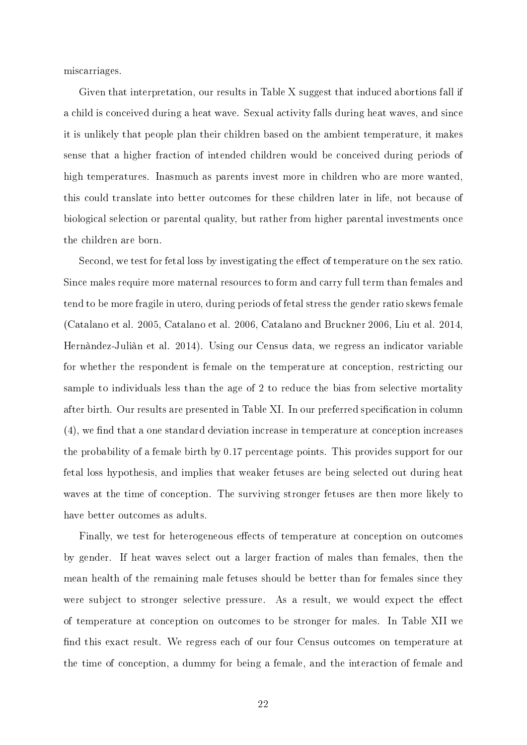miscarriages.

Given that interpretation, our results in Table X suggest that induced abortions fall if a child is conceived during a heat wave. Sexual activity falls during heat waves, and since it is unlikely that people plan their children based on the ambient temperature, it makes sense that a higher fraction of intended children would be conceived during periods of high temperatures. Inasmuch as parents invest more in children who are more wanted, this could translate into better outcomes for these children later in life, not because of biological selection or parental quality, but rather from higher parental investments once the children are born.

Second, we test for fetal loss by investigating the effect of temperature on the sex ratio. Since males require more maternal resources to form and carry full term than females and tend to be more fragile in utero, during periods of fetal stress the gender ratio skews female (Catalano et al. 2005, Catalano et al. 2006, Catalano and Bruckner 2006, Liu et al. 2014, Hernàndez-Juliàn et al. 2014). Using our Census data, we regress an indicator variable for whether the respondent is female on the temperature at conception, restricting our sample to individuals less than the age of 2 to reduce the bias from selective mortality after birth. Our results are presented in Table XI. In our preferred specification in column (4), we find that a one standard deviation increase in temperature at conception increases the probability of a female birth by 0.17 percentage points. This provides support for our fetal loss hypothesis, and implies that weaker fetuses are being selected out during heat waves at the time of conception. The surviving stronger fetuses are then more likely to have better outcomes as adults.

Finally, we test for heterogeneous effects of temperature at conception on outcomes by gender. If heat waves select out a larger fraction of males than females, then the mean health of the remaining male fetuses should be better than for females since they were subject to stronger selective pressure. As a result, we would expect the effect of temperature at conception on outcomes to be stronger for males. In Table XII we find this exact result. We regress each of our four Census outcomes on temperature at the time of conception, a dummy for being a female, and the interaction of female and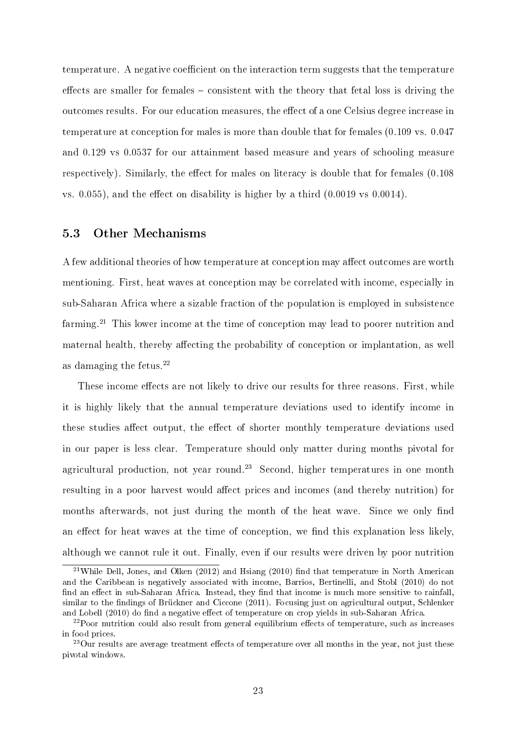temperature. A negative coefficient on the interaction term suggests that the temperature effects are smaller for females – consistent with the theory that fetal loss is driving the outcomes results. For our education measures, the effect of a one Celsius degree increase in temperature at conception for males is more than double that for females (0.109 vs. 0.047 and 0.129 vs 0.0537 for our attainment based measure and years of schooling measure respectively). Similarly, the effect for males on literacy is double that for females (0.108 vs. 0.055), and the effect on disability is higher by a third (0.0019 vs 0.0014).

### 5.3 Other Mechanisms

A few additional theories of how temperature at conception may affect outcomes are worth mentioning. First, heat waves at conception may be correlated with income, especially in sub-Saharan Africa where a sizable fraction of the population is employed in subsistence farming.[21] This lower income at the time of conception may lead to poorer nutrition and maternal health, thereby affecting the probability of conception or implantation, as well as damaging the fetus.[22]

These income effects are not likely to drive our results for three reasons. First, while it is highly likely that the annual temperature deviations used to identify income in these studies affect output, the effect of shorter monthly temperature deviations used in our paper is less clear. Temperature should only matter during months pivotal for agricultural production, not year round.[23] Second, higher temperatures in one month resulting in a poor harvest would affect prices and incomes (and thereby nutrition) for months afterwards, not just during the month of the heat wave. Since we only find an effect for heat waves at the time of conception, we find this explanation less likely, although we cannot rule it out. Finally, even if our results were driven by poor nutrition

[21] While Dell, Jones, and Olken (2012) and Hsiang (2010) find that temperature in North American and the Caribbean is negatively associated with income, Barrios, Bertinelli, and Stobl (2010) do not find an effect in sub-Saharan Africa. Instead, they find that income is much more sensitive to rainfall, similar to the findings of Brückner and Ciccone (2011). Focusing just on agricultural output, Schlenker and Lobell (2010) do find a negative effect of temperature on crop yields in sub-Saharan Africa.

[22] Poor nutrition could also result from general equilibrium effects of temperature, such as increases in food prices.

[23] Our results are average treatment effects of temperature over all months in the year, not just these pivotal windows.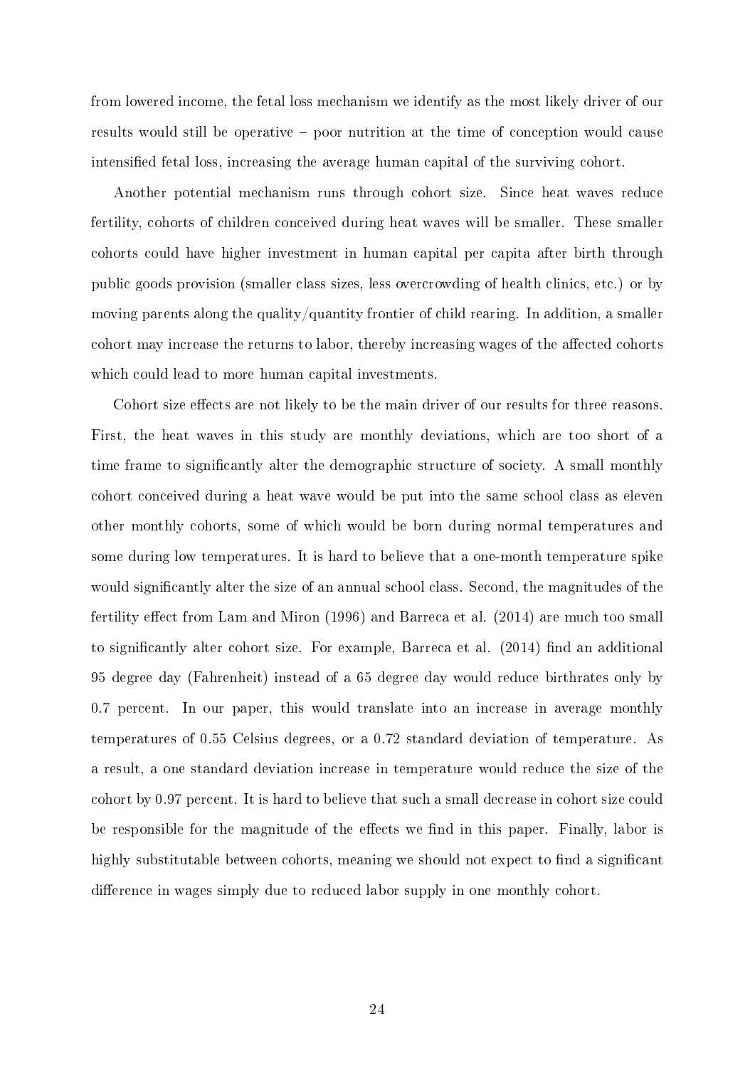from lowered income, the fetal loss mechanism we identify as the most likely driver of our results would still be operative – poor nutrition at the time of conception would cause intensified fetal loss, increasing the average human capital of the surviving cohort.

Another potential mechanism runs through cohort size. Since heat waves reduce fertility, cohorts of children conceived during heat waves will be smaller. These smaller cohorts could have higher investment in human capital per capita after birth through public goods provision (smaller class sizes, less overcrowding of health clinics, etc.) or by moving parents along the quality/quantity frontier of child rearing. In addition, a smaller cohort may increase the returns to labor, thereby increasing wages of the affected cohorts which could lead to more human capital investments.

Cohort size effects are not likely to be the main driver of our results for three reasons. First, the heat waves in this study are monthly deviations, which are too short of a time frame to significantly alter the demographic structure of society. A small monthly cohort conceived during a heat wave would be put into the same school class as eleven other monthly cohorts, some of which would be born during normal temperatures and some during low temperatures. It is hard to believe that a one-month temperature spike would significantly alter the size of an annual school class. Second, the magnitudes of the fertility effect from Lam and Miron (1996) and Barreca et al. (2014) are much too small to significantly alter cohort size. For example, Barreca et al. (2014) find an additional 95 degree day (Fahrenheit) instead of a 65 degree day would reduce birthrates only by 0.7 percent. In our paper, this would translate into an increase in average monthly temperatures of 0.55 Celsius degrees, or a 0.72 standard deviation of temperature. As a result, a one standard deviation increase in temperature would reduce the size of the cohort by 0.97 percent. It is hard to believe that such a small decrease in cohort size could be responsible for the magnitude of the effects we find in this paper. Finally, labor is highly substitutable between cohorts, meaning we should not expect to find a significant difference in wages simply due to reduced labor supply in one monthly cohort.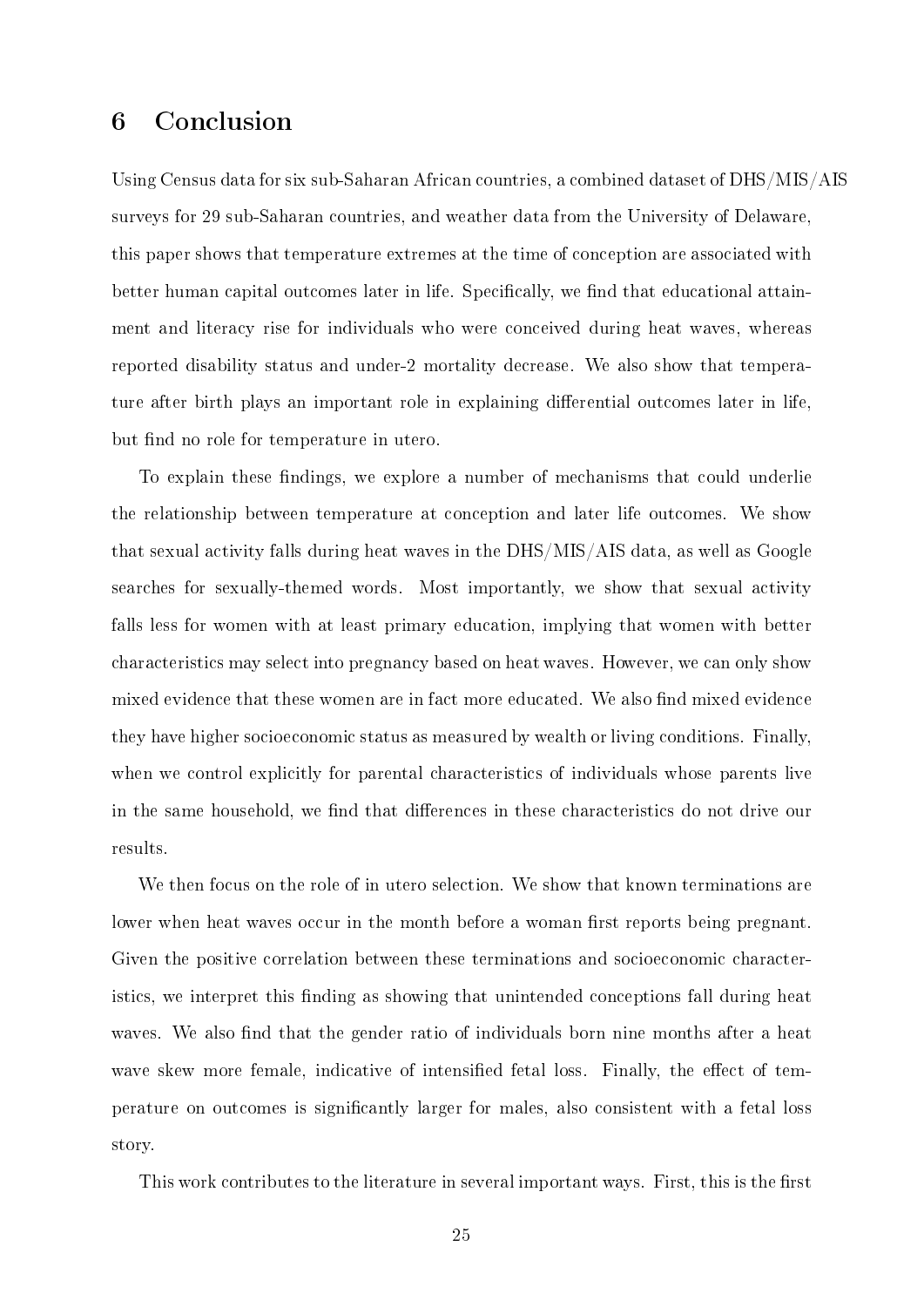# 6 Conclusion

Using Census data for six sub-Saharan African countries, a combined dataset of DHS/MIS/AIS surveys for 29 sub-Saharan countries, and weather data from the University of Delaware, this paper shows that temperature extremes at the time of conception are associated with better human capital outcomes later in life. Specifically, we find that educational attainment and literacy rise for individuals who were conceived during heat waves, whereas reported disability status and under-2 mortality decrease. We also show that temperature after birth plays an important role in explaining differential outcomes later in life, but find no role for temperature in utero.

To explain these findings, we explore a number of mechanisms that could underlie the relationship between temperature at conception and later life outcomes. We show that sexual activity falls during heat waves in the DHS/MIS/AIS data, as well as Google searches for sexually-themed words. Most importantly, we show that sexual activity falls less for women with at least primary education, implying that women with better characteristics may select into pregnancy based on heat waves. However, we can only show mixed evidence that these women are in fact more educated. We also find mixed evidence they have higher socioeconomic status as measured by wealth or living conditions. Finally, when we control explicitly for parental characteristics of individuals whose parents live in the same household, we find that differences in these characteristics do not drive our results.

We then focus on the role of in utero selection. We show that known terminations are lower when heat waves occur in the month before a woman first reports being pregnant. Given the positive correlation between these terminations and socioeconomic characteristics, we interpret this finding as showing that unintended conceptions fall during heat waves. We also find that the gender ratio of individuals born nine months after a heat wave skew more female, indicative of intensified fetal loss. Finally, the effect of temperature on outcomes is significantly larger for males, also consistent with a fetal loss story.

This work contributes to the literature in several important ways. First, this is the first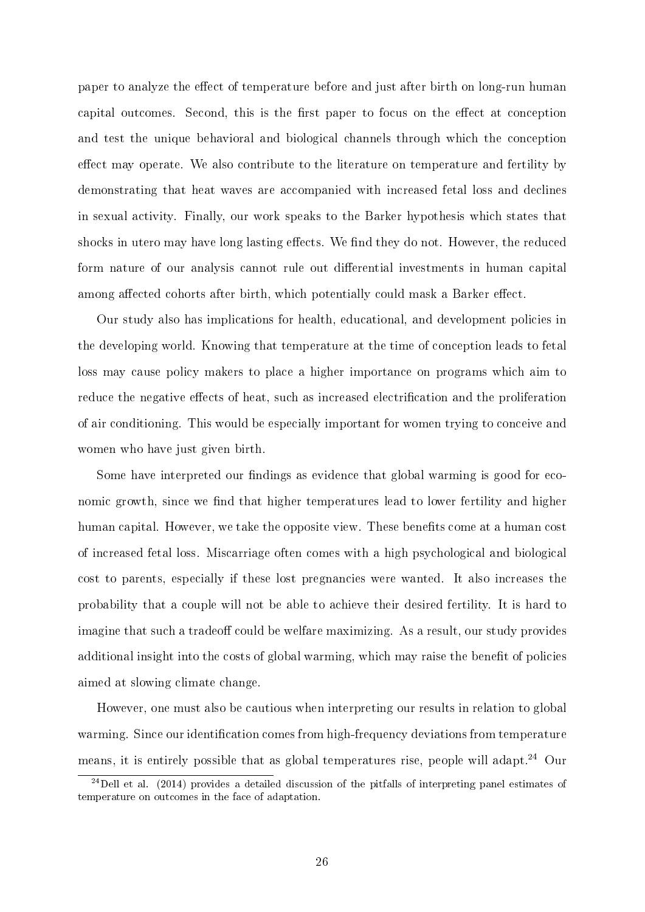paper to analyze the effect of temperature before and just after birth on long-run human capital outcomes. Second, this is the first paper to focus on the effect at conception and test the unique behavioral and biological channels through which the conception effect may operate. We also contribute to the literature on temperature and fertility by demonstrating that heat waves are accompanied with increased fetal loss and declines in sexual activity. Finally, our work speaks to the Barker hypothesis which states that shocks in utero may have long lasting effects. We find they do not. However, the reduced form nature of our analysis cannot rule out differential investments in human capital among affected cohorts after birth, which potentially could mask a Barker effect.

Our study also has implications for health, educational, and development policies in the developing world. Knowing that temperature at the time of conception leads to fetal loss may cause policy makers to place a higher importance on programs which aim to reduce the negative effects of heat, such as increased electrification and the proliferation of air conditioning. This would be especially important for women trying to conceive and women who have just given birth.

Some have interpreted our findings as evidence that global warming is good for economic growth, since we find that higher temperatures lead to lower fertility and higher human capital. However, we take the opposite view. These benefits come at a human cost of increased fetal loss. Miscarriage often comes with a high psychological and biological cost to parents, especially if these lost pregnancies were wanted. It also increases the probability that a couple will not be able to achieve their desired fertility. It is hard to imagine that such a tradeoff could be welfare maximizing. As a result, our study provides additional insight into the costs of global warming, which may raise the benefit of policies aimed at slowing climate change.

However, one must also be cautious when interpreting our results in relation to global warming. Since our identification comes from high-frequency deviations from temperature means, it is entirely possible that as global temperatures rise, people will adapt.[24] Our

[24] Dell et al. (2014) provides a detailed discussion of the pitfalls of interpreting panel estimates of temperature on outcomes in the face of adaptation.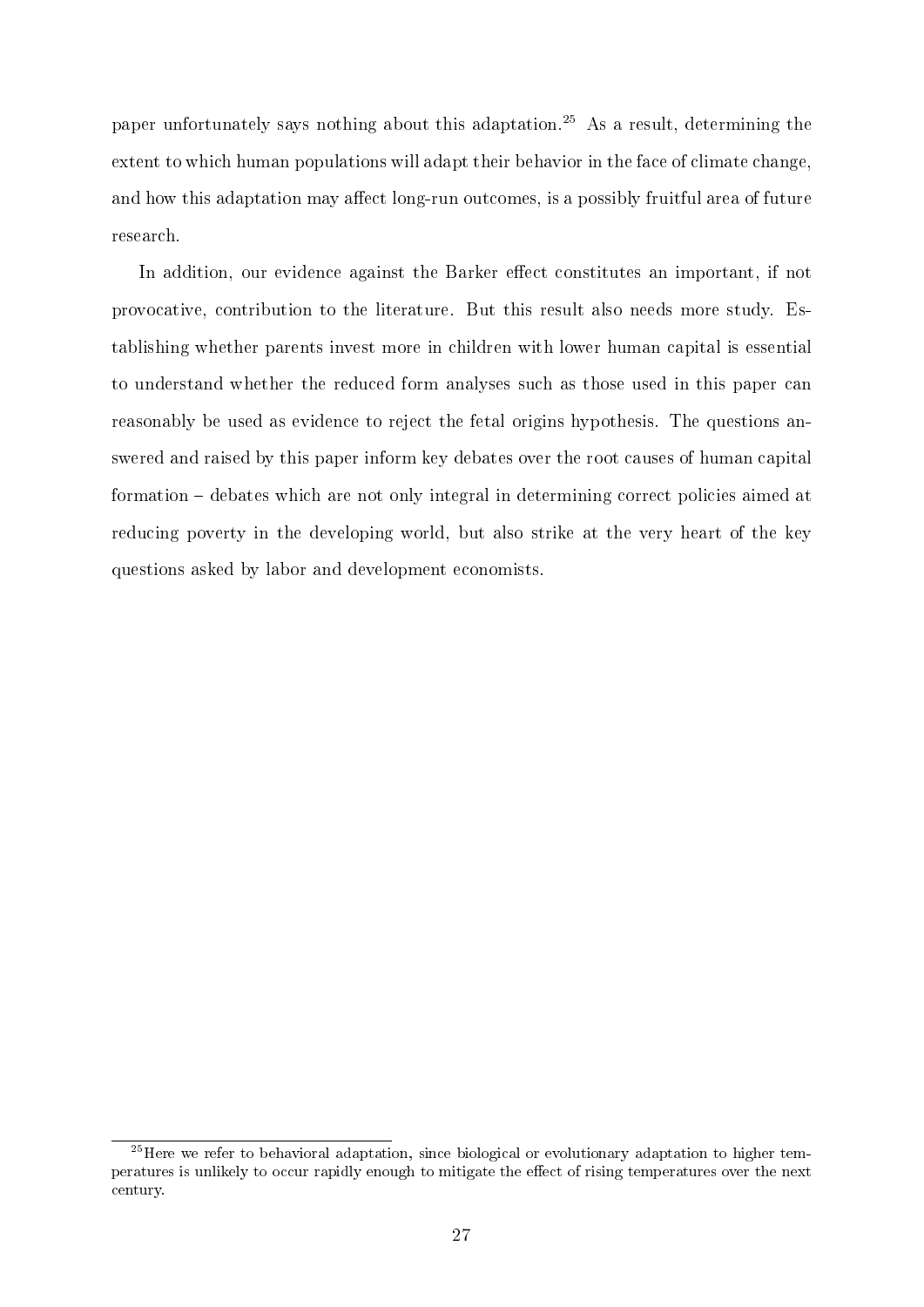paper unfortunately says nothing about this adaptation.[25] As a result, determining the extent to which human populations will adapt their behavior in the face of climate change, and how this adaptation may affect long-run outcomes, is a possibly fruitful area of future research.

In addition, our evidence against the Barker effect constitutes an important, if not provocative, contribution to the literature. But this result also needs more study. Establishing whether parents invest more in children with lower human capital is essential to understand whether the reduced form analyses such as those used in this paper can reasonably be used as evidence to reject the fetal origins hypothesis. The questions answered and raised by this paper inform key debates over the root causes of human capital formation – debates which are not only integral in determining correct policies aimed at reducing poverty in the developing world, but also strike at the very heart of the key questions asked by labor and development economists.

[25] Here we refer to behavioral adaptation, since biological or evolutionary adaptation to higher temperatures is unlikely to occur rapidly enough to mitigate the effect of rising temperatures over the next century.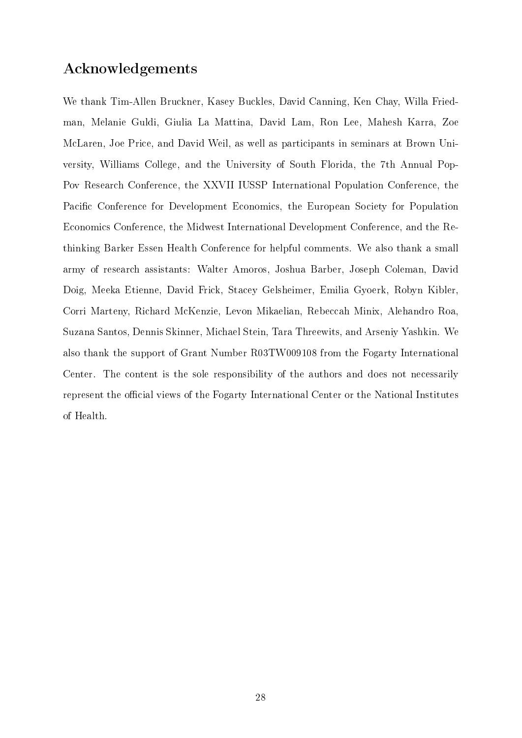## Acknowledgements

We thank Tim-Allen Bruckner, Kasey Buckles, David Canning, Ken Chay, Willa Friedman, Melanie Guldi, Giulia La Mattina, David Lam, Ron Lee, Mahesh Karra, Zoe McLaren, Joe Price, and David Weil, as well as participants in seminars at Brown University, Williams College, and the University of South Florida, the 7th Annual PopPov Research Conference, the XXVII IUSSP International Population Conference, the Pacific Conference for Development Economics, the European Society for Population Economics Conference, the Midwest International Development Conference, and the Rethinking Barker Essen Health Conference for helpful comments. We also thank a small army of research assistants: Walter Amoros, Joshua Barber, Joseph Coleman, David Doig, Meeka Etienne, David Frick, Stacey Gelsheimer, Emilia Gyoerk, Robyn Kibler, Corri Marteny, Richard McKenzie, Levon Mikaelian, Rebeccah Minix, Alehandro Roa, Suzana Santos, Dennis Skinner, Michael Stein, Tara Threewits, and Arseniy Yashkin. We also thank the support of Grant Number R03TW009108 from the Fogarty International Center. The content is the sole responsibility of the authors and does not necessarily represent the official views of the Fogarty International Center or the National Institutes of Health.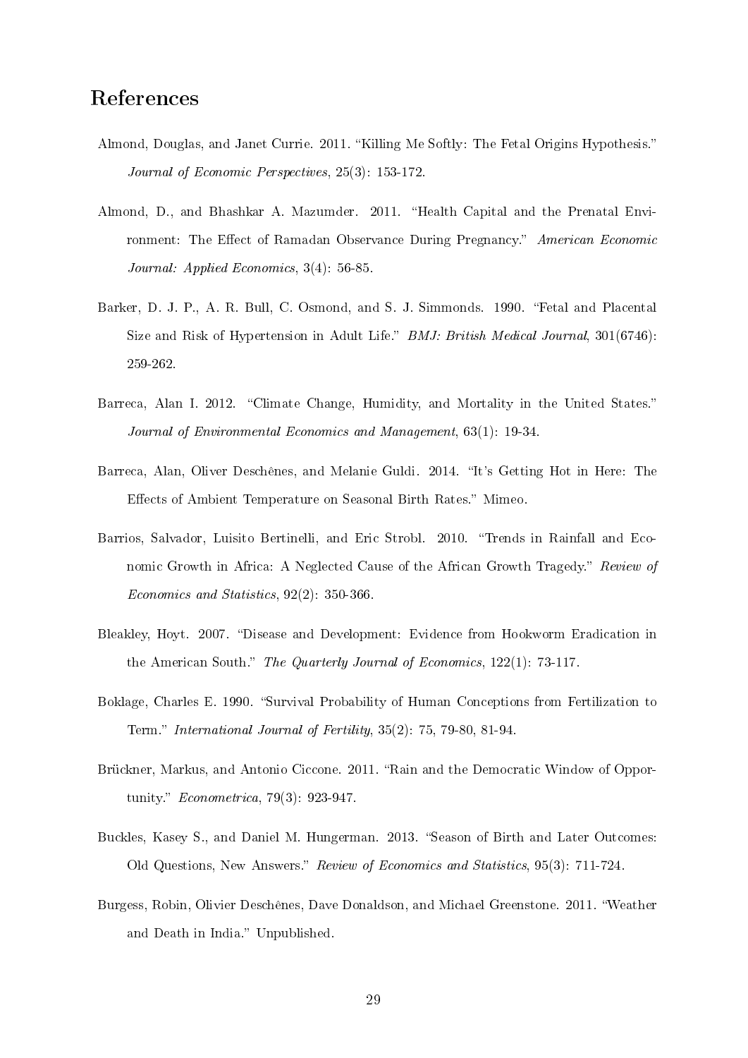# References

Almond, Douglas, and Janet Currie. 2011. "Killing Me Softly: The Fetal Origins Hypothesis." *Journal of Economic Perspectives*, 25(3): 153-172.

Almond, D., and Bhashkar A. Mazumder. 2011. "Health Capital and the Prenatal Environment: The Effect of Ramadan Observance During Pregnancy." *American Economic Journal: Applied Economics*, 3(4): 56-85.

Barker, D. J. P., A. R. Bull, C. Osmond, and S. J. Simmonds. 1990. "Fetal and Placental Size and Risk of Hypertension in Adult Life." *BMJ: British Medical Journal*, 301(6746): 259-262.

Barreca, Alan I. 2012. "Climate Change, Humidity, and Mortality in the United States." *Journal of Environmental Economics and Management*, 63(1): 19-34.

Barreca, Alan, Oliver Deschênes, and Melanie Guldi. 2014. "It's Getting Hot in Here: The Effects of Ambient Temperature on Seasonal Birth Rates." Mimeo.

Barrios, Salvador, Luisito Bertinelli, and Eric Strobl. 2010. "Trends in Rainfall and Economic Growth in Africa: A Neglected Cause of the African Growth Tragedy." *Review of Economics and Statistics*, 92(2): 350-366.

Bleakley, Hoyt. 2007. "Disease and Development: Evidence from Hookworm Eradication in the American South." *The Quarterly Journal of Economics*, 122(1): 73-117.

Boklage, Charles E. 1990. "Survival Probability of Human Conceptions from Fertilization to Term." *International Journal of Fertility*, 35(2): 75, 79-80, 81-94.

Brückner, Markus, and Antonio Ciccone. 2011. "Rain and the Democratic Window of Opportunity." *Econometrica*, 79(3): 923-947.

Buckles, Kasey S., and Daniel M. Hungerman. 2013. "Season of Birth and Later Outcomes: Old Questions, New Answers." *Review of Economics and Statistics*, 95(3): 711-724.

Burgess, Robin, Olivier Deschênes, Dave Donaldson, and Michael Greenstone. 2011. "Weather and Death in India." Unpublished.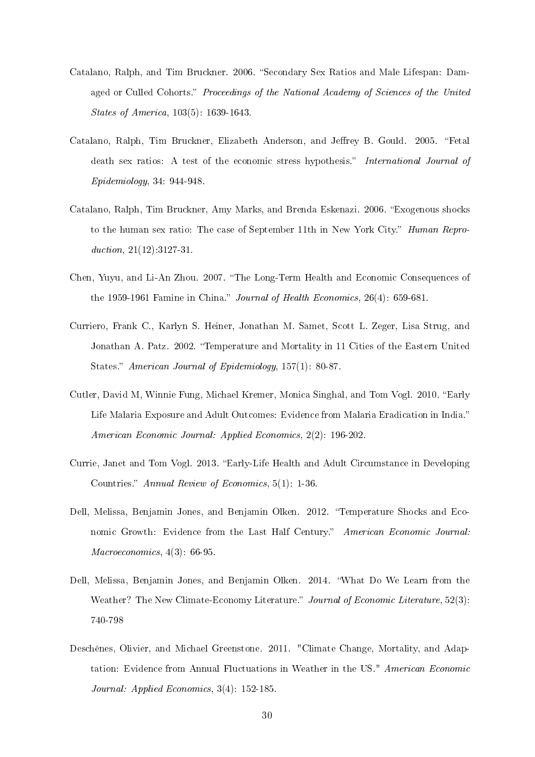Catalano, Ralph, and Tim Bruckner. 2006. "Secondary Sex Ratios and Male Lifespan: Damaged or Culled Cohorts." *Proceedings of the National Academy of Sciences of the United States of America*, 103(5): 1639-1643.

Catalano, Ralph, Tim Bruckner, Elizabeth Anderson, and Jeffrey B. Gould. 2005. "Fetal death sex ratios: A test of the economic stress hypothesis." *International Journal of Epidemiology*, 34: 944-948.

Catalano, Ralph, Tim Bruckner, Amy Marks, and Brenda Eskenazi. 2006. "Exogenous shocks to the human sex ratio: The case of September 11th in New York City." *Human Reproduction*, 21(12):3127-31.

Chen, Yuyu, and Li-An Zhou. 2007. "The Long-Term Health and Economic Consequences of the 1959-1961 Famine in China." *Journal of Health Economics*, 26(4): 659-681.

Curriero, Frank C., Karlyn S. Heiner, Jonathan M. Samet, Scott L. Zeger, Lisa Strug, and Jonathan A. Patz. 2002. "Temperature and Mortality in 11 Cities of the Eastern United States." *American Journal of Epidemiology*, 157(1): 80-87.

Cutler, David M, Winnie Fung, Michael Kremer, Monica Singhal, and Tom Vogl. 2010. "Early Life Malaria Exposure and Adult Outcomes: Evidence from Malaria Eradication in India." *American Economic Journal: Applied Economics*, 2(2): 196-202.

Currie, Janet and Tom Vogl. 2013. "Early-Life Health and Adult Circumstance in Developing Countries." *Annual Review of Economics*, 5(1): 1-36.

Dell, Melissa, Benjamin Jones, and Benjamin Olken. 2012. "Temperature Shocks and Economic Growth: Evidence from the Last Half Century." *American Economic Journal: Macroeconomics*, 4(3): 66-95.

Dell, Melissa, Benjamin Jones, and Benjamin Olken. 2014. "What Do We Learn from the Weather? The New Climate-Economy Literature." *Journal of Economic Literature*, 52(3): 740-798

Deschênes, Olivier, and Michael Greenstone. 2011. "Climate Change, Mortality, and Adaptation: Evidence from Annual Fluctuations in Weather in the US." *American Economic Journal: Applied Economics*, 3(4): 152-185.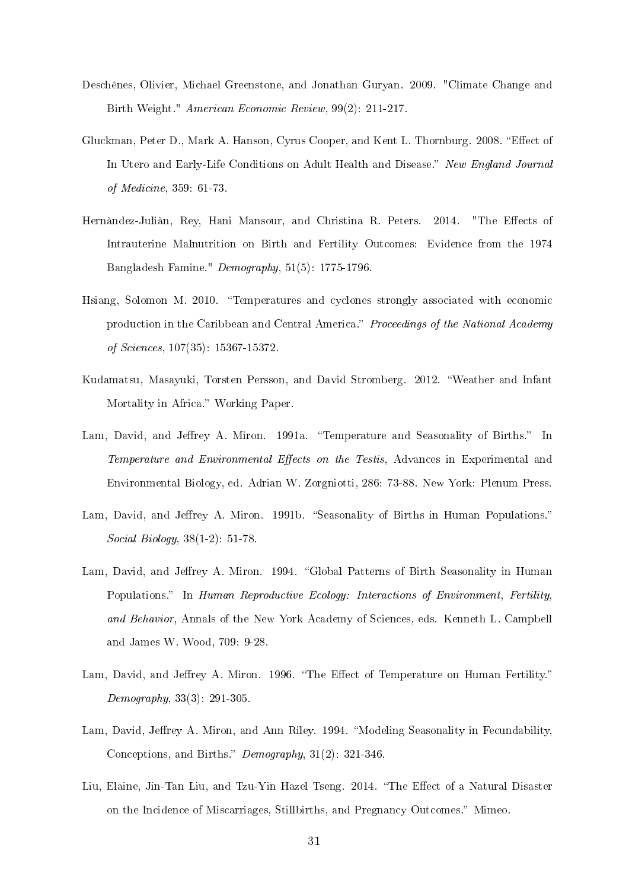Deschênes, Olivier, Michael Greenstone, and Jonathan Guryan. 2009. "Climate Change and Birth Weight." *American Economic Review*, 99(2): 211-217.

Gluckman, Peter D., Mark A. Hanson, Cyrus Cooper, and Kent L. Thornburg. 2008. "Effect of In Utero and Early-Life Conditions on Adult Health and Disease." *New England Journal of Medicine*, 359: 61-73.

Hernàndez-Juliàn, Rey, Hani Mansour, and Christina R. Peters. 2014. "The Effects of Intrauterine Malnutrition on Birth and Fertility Outcomes: Evidence from the 1974 Bangladesh Famine." *Demography*, 51(5): 1775-1796.

Hsiang, Solomon M. 2010. "Temperatures and cyclones strongly associated with economic production in the Caribbean and Central America." *Proceedings of the National Academy of Sciences*, 107(35): 15367-15372.

Kudamatsu, Masayuki, Torsten Persson, and David Stromberg. 2012. "Weather and Infant Mortality in Africa." Working Paper.

Lam, David, and Jeffrey A. Miron. 1991a. "Temperature and Seasonality of Births." In *Temperature and Environmental Effects on the Testis*, Advances in Experimental and Environmental Biology, ed. Adrian W. Zorgniotti, 286: 73-88. New York: Plenum Press.

Lam, David, and Jeffrey A. Miron. 1991b. "Seasonality of Births in Human Populations." *Social Biology*, 38(1-2): 51-78.

Lam, David, and Jeffrey A. Miron. 1994. "Global Patterns of Birth Seasonality in Human Populations." In *Human Reproductive Ecology: Interactions of Environment, Fertility, and Behavior*, Annals of the New York Academy of Sciences, eds. Kenneth L. Campbell and James W. Wood, 709: 9-28.

Lam, David, and Jeffrey A. Miron. 1996. "The Effect of Temperature on Human Fertility." *Demography*, 33(3): 291-305.

Lam, David, Jeffrey A. Miron, and Ann Riley. 1994. "Modeling Seasonality in Fecundability, Conceptions, and Births." *Demography*, 31(2): 321-346.

Liu, Elaine, Jin-Tan Liu, and Tzu-Yin Hazel Tseng. 2014. "The Effect of a Natural Disaster on the Incidence of Miscarriages, Stillbirths, and Pregnancy Outcomes." Mimeo.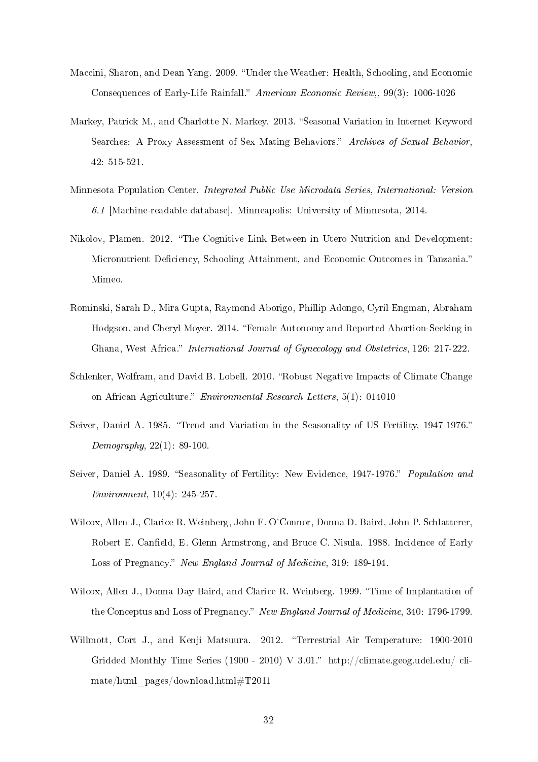Maccini, Sharon, and Dean Yang. 2009. "Under the Weather: Health, Schooling, and Economic Consequences of Early-Life Rainfall." *American Economic Review,*, 99(3): 1006-1026

Markey, Patrick M., and Charlotte N. Markey. 2013. "Seasonal Variation in Internet Keyword Searches: A Proxy Assessment of Sex Mating Behaviors." *Archives of Sexual Behavior*, 42: 515-521.

Minnesota Population Center. *Integrated Public Use Microdata Series, International: Version 6.1* [Machine-readable database]. Minneapolis: University of Minnesota, 2014.

Nikolov, Plamen. 2012. "The Cognitive Link Between in Utero Nutrition and Development: Micronutrient Deficiency, Schooling Attainment, and Economic Outcomes in Tanzania." Mimeo.

Rominski, Sarah D., Mira Gupta, Raymond Aborigo, Phillip Adongo, Cyril Engman, Abraham Hodgson, and Cheryl Moyer. 2014. "Female Autonomy and Reported Abortion-Seeking in Ghana, West Africa." *International Journal of Gynecology and Obstetrics*, 126: 217-222.

Schlenker, Wolfram, and David B. Lobell. 2010. "Robust Negative Impacts of Climate Change on African Agriculture." *Environmental Research Letters*, 5(1): 014010

Seiver, Daniel A. 1985. "Trend and Variation in the Seasonality of US Fertility, 1947-1976." *Demography*, 22(1): 89-100.

Seiver, Daniel A. 1989. "Seasonality of Fertility: New Evidence, 1947-1976." *Population and Environment*, 10(4): 245-257.

Wilcox, Allen J., Clarice R. Weinberg, John F. O'Connor, Donna D. Baird, John P. Schlatterer, Robert E. Canfield, E. Glenn Armstrong, and Bruce C. Nisula. 1988. Incidence of Early Loss of Pregnancy." *New England Journal of Medicine*, 319: 189-194.

Wilcox, Allen J., Donna Day Baird, and Clarice R. Weinberg. 1999. "Time of Implantation of the Conceptus and Loss of Pregnancy." *New England Journal of Medicine*, 340: 1796-1799.

Willmott, Cort J., and Kenji Matsuura. 2012. "Terrestrial Air Temperature: 1900-2010 Gridded Monthly Time Series (1900 - 2010) V 3.01." http://climate.geog.udel.edu/ climate/html_pages/download.html#T2011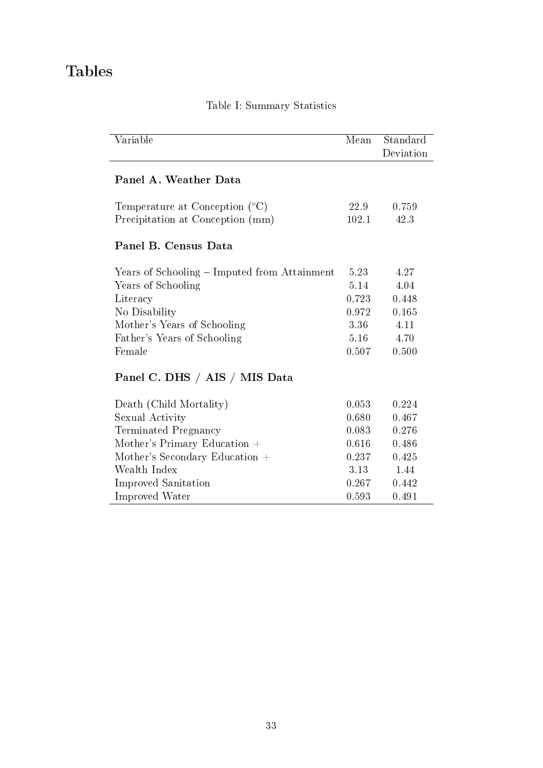# Tables

Table I: Summary Statistics

| Variable | Mean | Standard Deviation |
|---|---|---|
| **Panel A. Weather Data** | | |
| Temperature at Conception (°C) | 22.9 | 0.759 |
| Precipitation at Conception (mm) | 102.1 | 42.3 |
| **Panel B. Census Data** | | |
| Years of Schooling – Imputed from Attainment | 5.23 | 4.27 |
| Years of Schooling | 5.14 | 4.04 |
| Literacy | 0.723 | 0.448 |
| No Disability | 0.972 | 0.165 |
| Mother's Years of Schooling | 3.36 | 4.11 |
| Father's Years of Schooling | 5.16 | 4.70 |
| Female | 0.507 | 0.500 |
| **Panel C. DHS / AIS / MIS Data** | | |
| Death (Child Mortality) | 0.053 | 0.224 |
| Sexual Activity | 0.680 | 0.467 |
| Terminated Pregnancy | 0.083 | 0.276 |
| Mother's Primary Education + | 0.616 | 0.486 |
| Mother's Secondary Education + | 0.237 | 0.425 |
| Wealth Index | 3.13 | 1.44 |
| Improved Sanitation | 0.267 | 0.442 |
| Improved Water | 0.593 | 0.491 |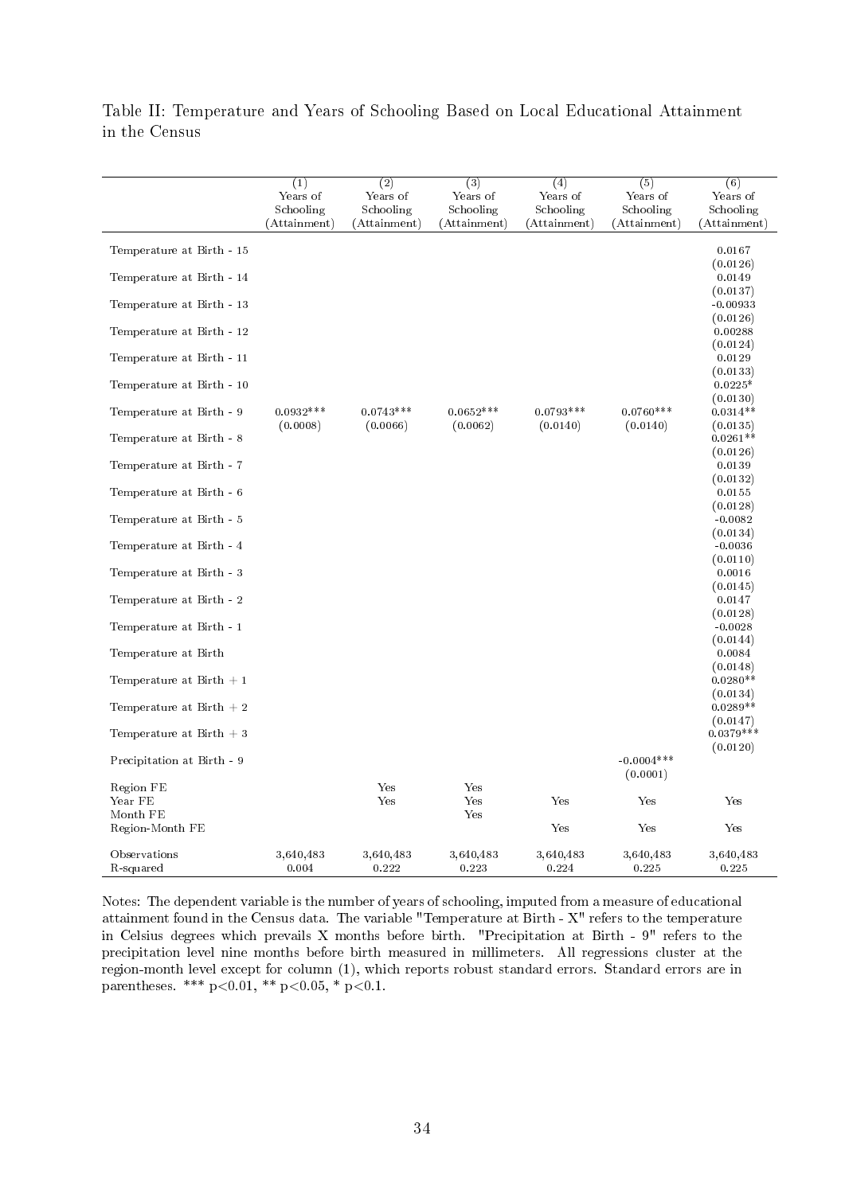Table II: Temperature and Years of Schooling Based on Local Educational Attainment in the Census

| | (1) Years of Schooling (Attainment) | (2) Years of Schooling (Attainment) | (3) Years of Schooling (Attainment) | (4) Years of Schooling (Attainment) | (5) Years of Schooling (Attainment) | (6) Years of Schooling (Attainment) |
|---|---|---|---|---|---|---|
| Temperature at Birth - 15 | | | | | | 0.0167 |
| | | | | | | (0.0126) |
| Temperature at Birth - 14 | | | | | | 0.0149 |
| | | | | | | (0.0137) |
| Temperature at Birth - 13 | | | | | | -0.00933 |
| | | | | | | (0.0126) |
| Temperature at Birth - 12 | | | | | | 0.00288 |
| | | | | | | (0.0124) |
| Temperature at Birth - 11 | | | | | | 0.0129 |
| | | | | | | (0.0133) |
| Temperature at Birth - 10 | | | | | | 0.0225* |
| | | | | | | (0.0130) |
| Temperature at Birth - 9 | 0.0932*** | 0.0743*** | 0.0652*** | 0.0793*** | 0.0760*** | 0.0314** |
| | (0.0008) | (0.0066) | (0.0062) | (0.0140) | (0.0140) | (0.0135) |
| Temperature at Birth - 8 | | | | | | 0.0261** |
| | | | | | | (0.0126) |
| Temperature at Birth - 7 | | | | | | 0.0139 |
| | | | | | | (0.0132) |
| Temperature at Birth - 6 | | | | | | 0.0155 |
| | | | | | | (0.0128) |
| Temperature at Birth - 5 | | | | | | -0.0082 |
| | | | | | | (0.0134) |
| Temperature at Birth - 4 | | | | | | -0.0036 |
| | | | | | | (0.0110) |
| Temperature at Birth - 3 | | | | | | 0.0016 |
| | | | | | | (0.0145) |
| Temperature at Birth - 2 | | | | | | 0.0147 |
| | | | | | | (0.0128) |
| Temperature at Birth - 1 | | | | | | -0.0028 |
| | | | | | | (0.0144) |
| Temperature at Birth | | | | | | 0.0084 |
| | | | | | | (0.0148) |
| Temperature at Birth + 1 | | | | | | 0.0280** |
| | | | | | | (0.0134) |
| Temperature at Birth + 2 | | | | | | 0.0289** |
| | | | | | | (0.0147) |
| Temperature at Birth + 3 | | | | | | 0.0379*** |
| | | | | | | (0.0120) |
| Precipitation at Birth - 9 | | | | | -0.0004*** | |
| | | | | | (0.0001) | |
| Region FE | | Yes | Yes | | | |
| Year FE | | Yes | Yes | Yes | Yes | Yes |
| Month FE | | | Yes | | | |
| Region-Month FE | | | | Yes | Yes | Yes |
| Observations | 3,640,483 | 3,640,483 | 3,640,483 | 3,640,483 | 3,640,483 | 3,640,483 |
| R-squared | 0.004 | 0.222 | 0.223 | 0.224 | 0.225 | 0.225 |

Notes: The dependent variable is the number of years of schooling, imputed from a measure of educational attainment found in the Census data. The variable "Temperature at Birth - X" refers to the temperature in Celsius degrees which prevails X months before birth. "Precipitation at Birth - 9" refers to the precipitation level nine months before birth measured in millimeters. All regressions cluster at the region-month level except for column (1), which reports robust standard errors. Standard errors are in parentheses. *** p<0.01, ** p<0.05, * p<0.1.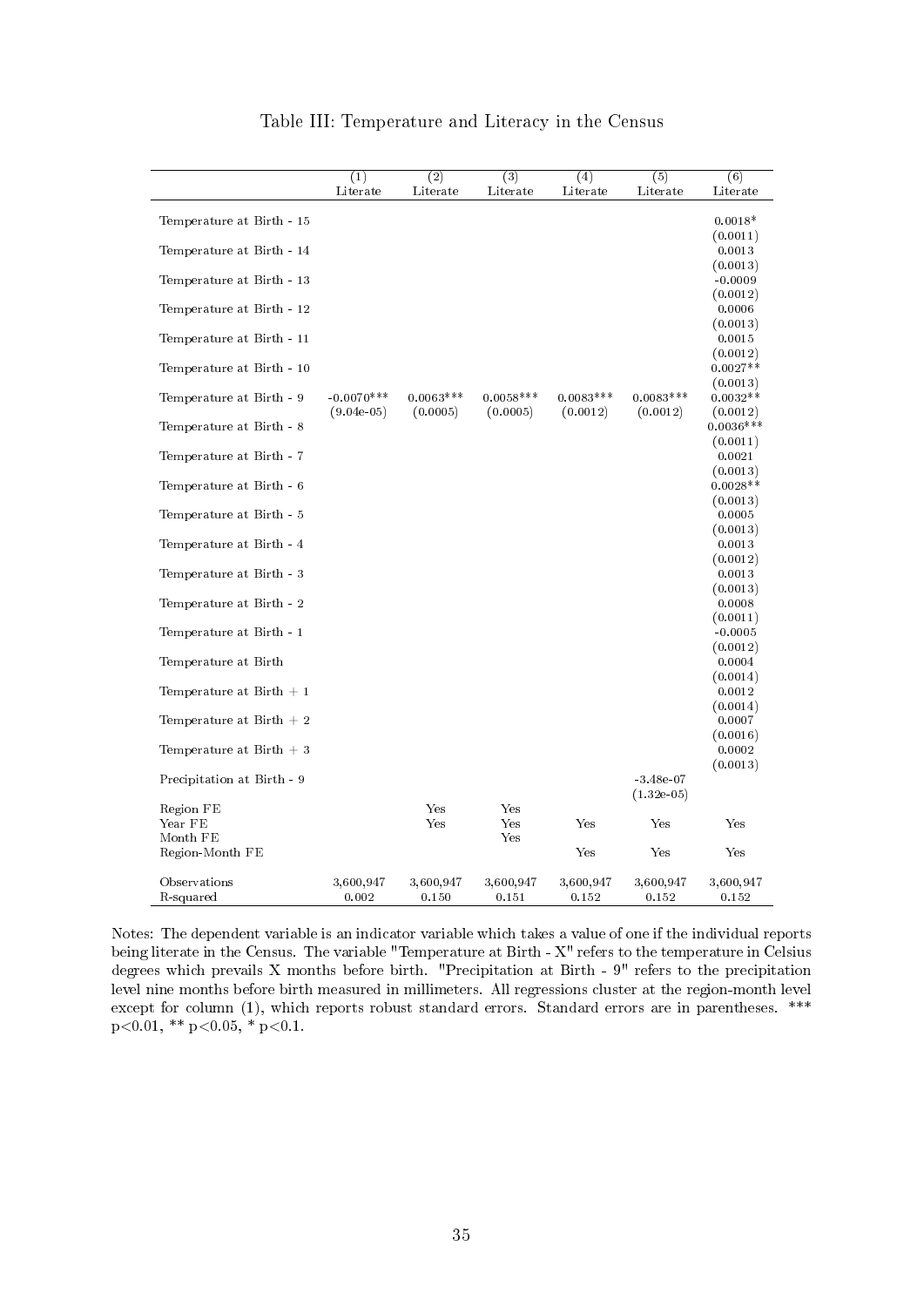Table III: Temperature and Literacy in the Census

| | (1) Literate | (2) Literate | (3) Literate | (4) Literate | (5) Literate | (6) Literate |
|---|---|---|---|---|---|---|
| Temperature at Birth - 15 | | | | | | 0.0018* |
| | | | | | | (0.0011) |
| Temperature at Birth - 14 | | | | | | 0.0013 |
| | | | | | | (0.0013) |
| Temperature at Birth - 13 | | | | | | -0.0009 |
| | | | | | | (0.0012) |
| Temperature at Birth - 12 | | | | | | 0.0006 |
| | | | | | | (0.0013) |
| Temperature at Birth - 11 | | | | | | 0.0015 |
| | | | | | | (0.0012) |
| Temperature at Birth - 10 | | | | | | 0.0027** |
| | | | | | | (0.0013) |
| Temperature at Birth - 9 | -0.0070*** | 0.0063*** | 0.0058*** | 0.0083*** | 0.0083*** | 0.0032** |
| | (9.04e-05) | (0.0005) | (0.0005) | (0.0012) | (0.0012) | (0.0012) |
| Temperature at Birth - 8 | | | | | | 0.0036*** |
| | | | | | | (0.0011) |
| Temperature at Birth - 7 | | | | | | 0.0021 |
| | | | | | | (0.0013) |
| Temperature at Birth - 6 | | | | | | 0.0028** |
| | | | | | | (0.0013) |
| Temperature at Birth - 5 | | | | | | 0.0005 |
| | | | | | | (0.0013) |
| Temperature at Birth - 4 | | | | | | 0.0013 |
| | | | | | | (0.0012) |
| Temperature at Birth - 3 | | | | | | 0.0013 |
| | | | | | | (0.0013) |
| Temperature at Birth - 2 | | | | | | 0.0008 |
| | | | | | | (0.0011) |
| Temperature at Birth - 1 | | | | | | -0.0005 |
| | | | | | | (0.0012) |
| Temperature at Birth | | | | | | 0.0004 |
| | | | | | | (0.0014) |
| Temperature at Birth + 1 | | | | | | 0.0012 |
| | | | | | | (0.0014) |
| Temperature at Birth + 2 | | | | | | 0.0007 |
| | | | | | | (0.0016) |
| Temperature at Birth + 3 | | | | | | 0.0002 |
| | | | | | | (0.0013) |
| Precipitation at Birth - 9 | | | | | -3.48e-07 | |
| | | | | | (1.32e-05) | |
| Region FE | | Yes | Yes | | | |
| Year FE | | Yes | Yes | Yes | Yes | Yes |
| Month FE | | | Yes | | | |
| Region-Month FE | | | | Yes | Yes | Yes |
| Observations | 3,600,947 | 3,600,947 | 3,600,947 | 3,600,947 | 3,600,947 | 3,600,947 |
| R-squared | 0.002 | 0.150 | 0.151 | 0.152 | 0.152 | 0.152 |

Notes: The dependent variable is an indicator variable which takes a value of one if the individual reports being literate in the Census. The variable "Temperature at Birth - X" refers to the temperature in Celsius degrees which prevails X months before birth. "Precipitation at Birth - 9" refers to the precipitation level nine months before birth measured in millimeters. All regressions cluster at the region-month level except for column (1), which reports robust standard errors. Standard errors are in parentheses. *** $p<0.01$, ** $p<0.05$, * $p<0.1$.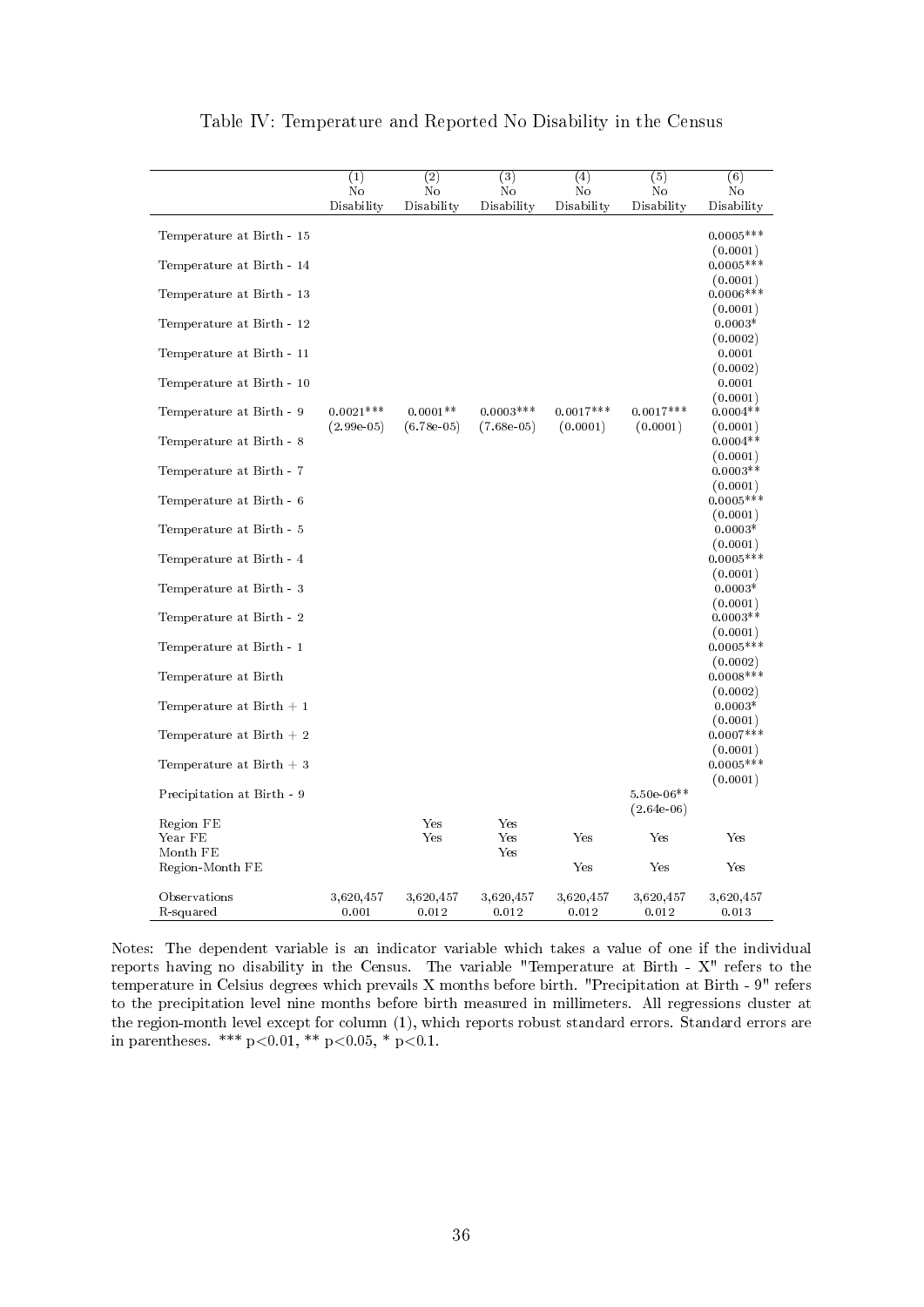Table IV: Temperature and Reported No Disability in the Census

| | (1) No Disability | (2) No Disability | (3) No Disability | (4) No Disability | (5) No Disability | (6) No Disability |
|---|---|---|---|---|---|---|
| Temperature at Birth - 15 | | | | | | 0.0005*** |
| | | | | | | (0.0001) |
| Temperature at Birth - 14 | | | | | | 0.0005*** |
| | | | | | | (0.0001) |
| Temperature at Birth - 13 | | | | | | 0.0006*** |
| | | | | | | (0.0001) |
| Temperature at Birth - 12 | | | | | | 0.0003* |
| | | | | | | (0.0002) |
| Temperature at Birth - 11 | | | | | | 0.0001 |
| | | | | | | (0.0002) |
| Temperature at Birth - 10 | | | | | | 0.0001 |
| | | | | | | (0.0001) |
| Temperature at Birth - 9 | 0.0021*** | 0.0001** | 0.0003*** | 0.0017*** | 0.0017*** | 0.0004** |
| | (2.99e-05) | (6.78e-05) | (7.68e-05) | (0.0001) | (0.0001) | (0.0001) |
| Temperature at Birth - 8 | | | | | | 0.0004** |
| | | | | | | (0.0001) |
| Temperature at Birth - 7 | | | | | | 0.0003** |
| | | | | | | (0.0001) |
| Temperature at Birth - 6 | | | | | | 0.0005*** |
| | | | | | | (0.0001) |
| Temperature at Birth - 5 | | | | | | 0.0003* |
| | | | | | | (0.0001) |
| Temperature at Birth - 4 | | | | | | 0.0005*** |
| | | | | | | (0.0001) |
| Temperature at Birth - 3 | | | | | | 0.0003* |
| | | | | | | (0.0001) |
| Temperature at Birth - 2 | | | | | | 0.0003** |
| | | | | | | (0.0001) |
| Temperature at Birth - 1 | | | | | | 0.0005*** |
| | | | | | | (0.0002) |
| Temperature at Birth | | | | | | 0.0008*** |
| | | | | | | (0.0002) |
| Temperature at Birth + 1 | | | | | | 0.0003* |
| | | | | | | (0.0001) |
| Temperature at Birth + 2 | | | | | | 0.0007*** |
| | | | | | | (0.0001) |
| Temperature at Birth + 3 | | | | | | 0.0005*** |
| | | | | | | (0.0001) |
| Precipitation at Birth - 9 | | | | | 5.50e-06** | |
| | | | | | (2.64e-06) | |
| Region FE | | Yes | Yes | | | |
| Year FE | | Yes | Yes | Yes | Yes | Yes |
| Month FE | | | Yes | | | |
| Region-Month FE | | | | Yes | Yes | Yes |
| Observations | 3,620,457 | 3,620,457 | 3,620,457 | 3,620,457 | 3,620,457 | 3,620,457 |
| R-squared | 0.001 | 0.012 | 0.012 | 0.012 | 0.012 | 0.013 |

Notes: The dependent variable is an indicator variable which takes a value of one if the individual reports having no disability in the Census. The variable "Temperature at Birth - X" refers to the temperature in Celsius degrees which prevails X months before birth. "Precipitation at Birth - 9" refers to the precipitation level nine months before birth measured in millimeters. All regressions cluster at the region-month level except for column (1), which reports robust standard errors. Standard errors are in parentheses. *** $p<0.01$, ** $p<0.05$, * $p<0.1$.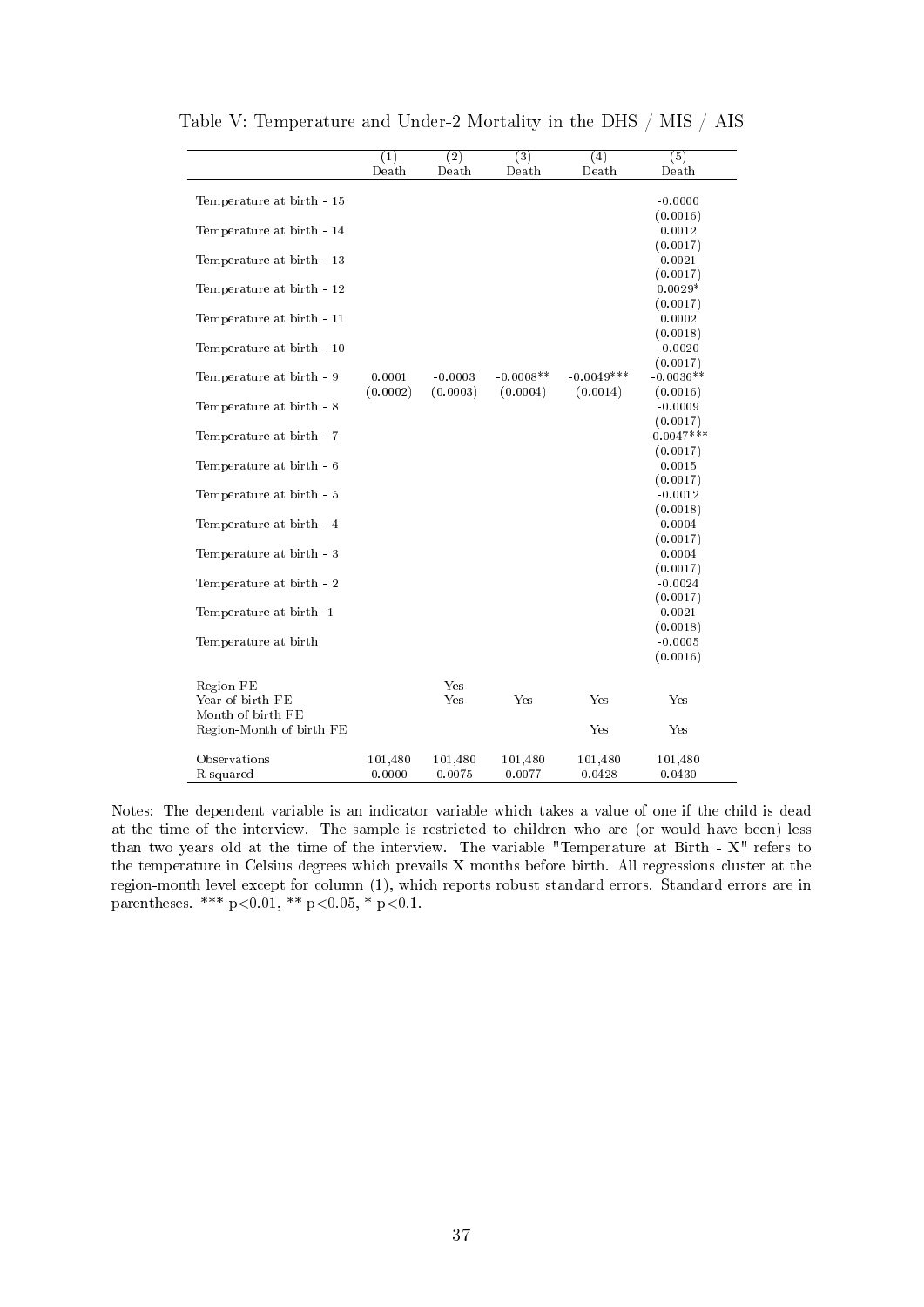Table V: Temperature and Under-2 Mortality in the DHS / MIS / AIS

| | (1) | (2) | (3) | (4) | (5) |
|---|---|---|---|---|---|
| | Death | Death | Death | Death | Death |
| Temperature at birth - 15 | | | | | -0.0000 |
| | | | | | (0.0016) |
| Temperature at birth - 14 | | | | | 0.0012 |
| | | | | | (0.0017) |
| Temperature at birth - 13 | | | | | 0.0021 |
| | | | | | (0.0017) |
| Temperature at birth - 12 | | | | | 0.0029* |
| | | | | | (0.0017) |
| Temperature at birth - 11 | | | | | 0.0002 |
| | | | | | (0.0018) |
| Temperature at birth - 10 | | | | | -0.0020 |
| | | | | | (0.0017) |
| Temperature at birth - 9 | 0.0001 | -0.0003 | -0.0008** | -0.0049*** | -0.0036** |
| | (0.0002) | (0.0003) | (0.0004) | (0.0014) | (0.0016) |
| Temperature at birth - 8 | | | | | -0.0009 |
| | | | | | (0.0017) |
| Temperature at birth - 7 | | | | | -0.0047*** |
| | | | | | (0.0017) |
| Temperature at birth - 6 | | | | | 0.0015 |
| | | | | | (0.0017) |
| Temperature at birth - 5 | | | | | -0.0012 |
| | | | | | (0.0018) |
| Temperature at birth - 4 | | | | | 0.0004 |
| | | | | | (0.0017) |
| Temperature at birth - 3 | | | | | 0.0004 |
| | | | | | (0.0017) |
| Temperature at birth - 2 | | | | | -0.0024 |
| | | | | | (0.0017) |
| Temperature at birth -1 | | | | | 0.0021 |
| | | | | | (0.0018) |
| Temperature at birth | | | | | -0.0005 |
| | | | | | (0.0016) |
| Region FE | | Yes | | | |
| Year of birth FE | | Yes | Yes | Yes | Yes |
| Month of birth FE | | | | | |
| Region-Month of birth FE | | | | Yes | Yes |
| Observations | 101,480 | 101,480 | 101,480 | 101,480 | 101,480 |
| R-squared | 0.0000 | 0.0075 | 0.0077 | 0.0428 | 0.0430 |

Notes: The dependent variable is an indicator variable which takes a value of one if the child is dead at the time of the interview. The sample is restricted to children who are (or would have been) less than two years old at the time of the interview. The variable "Temperature at Birth - X" refers to the temperature in Celsius degrees which prevails X months before birth. All regressions cluster at the region-month level except for column (1), which reports robust standard errors. Standard errors are in parentheses. *** p<0.01, ** p<0.05, * p<0.1.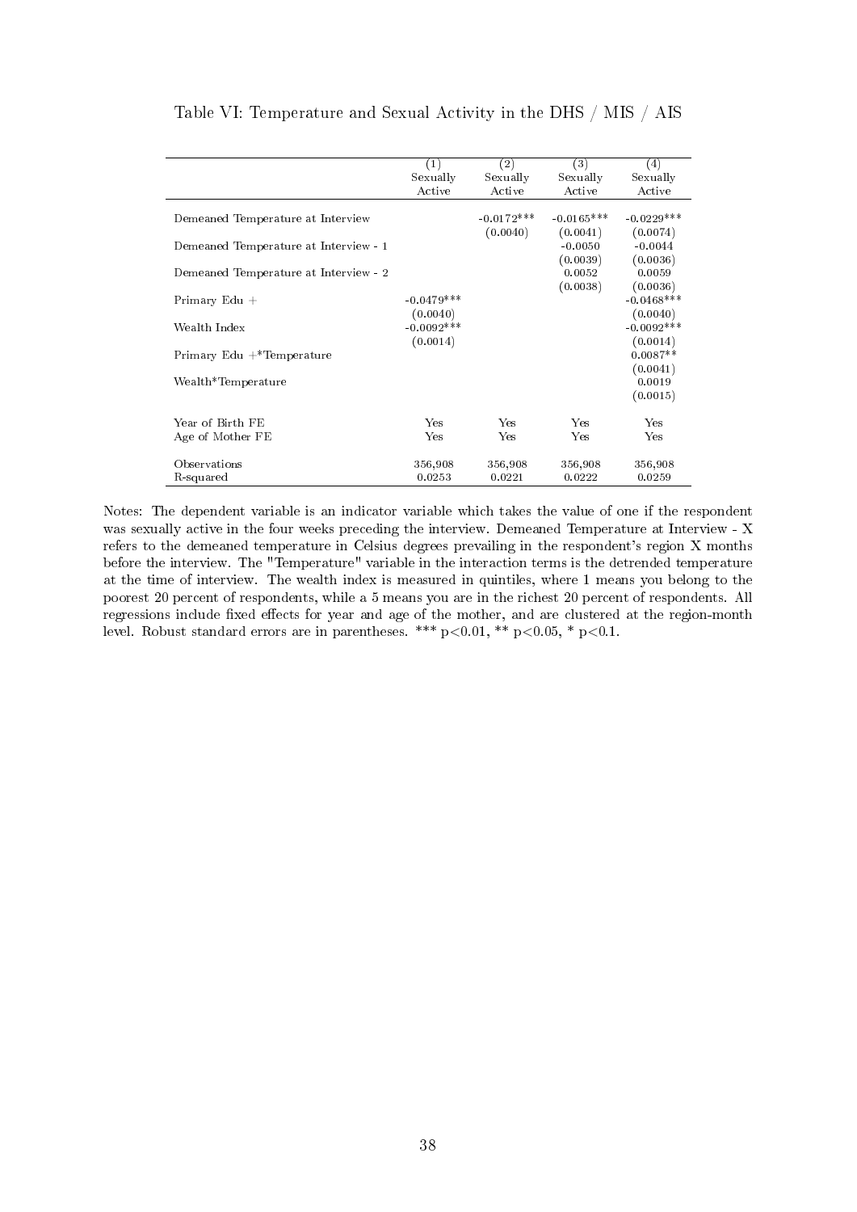Table VI: Temperature and Sexual Activity in the DHS / MIS / AIS

| | (1) | (2) | (3) | (4) |
|---|---|---|---|---|
| | Sexually Active | Sexually Active | Sexually Active | Sexually Active |
| Demeaned Temperature at Interview | | -0.0172*** | -0.0165*** | -0.0229*** |
| | | (0.0040) | (0.0041) | (0.0074) |
| Demeaned Temperature at Interview - 1 | | | -0.0050 | -0.0044 |
| | | | (0.0039) | (0.0036) |
| Demeaned Temperature at Interview - 2 | | | 0.0052 | 0.0059 |
| | | | (0.0038) | (0.0036) |
| Primary Edu + | -0.0479*** | | | -0.0468*** |
| | (0.0040) | | | (0.0040) |
| Wealth Index | -0.0092*** | | | -0.0092*** |
| | (0.0014) | | | (0.0014) |
| Primary Edu +*Temperature | | | | 0.0087** |
| | | | | (0.0041) |
| Wealth*Temperature | | | | 0.0019 |
| | | | | (0.0015) |
| Year of Birth FE | Yes | Yes | Yes | Yes |
| Age of Mother FE | Yes | Yes | Yes | Yes |
| Observations | 356,908 | 356,908 | 356,908 | 356,908 |
| R-squared | 0.0253 | 0.0221 | 0.0222 | 0.0259 |

Notes: The dependent variable is an indicator variable which takes the value of one if the respondent was sexually active in the four weeks preceding the interview. Demeaned Temperature at Interview - X refers to the demeaned temperature in Celsius degrees prevailing in the respondent's region X months before the interview. The "Temperature" variable in the interaction terms is the detrended temperature at the time of interview. The wealth index is measured in quintiles, where 1 means you belong to the poorest 20 percent of respondents, while a 5 means you are in the richest 20 percent of respondents. All regressions include fixed effects for year and age of the mother, and are clustered at the region-month level. Robust standard errors are in parentheses. *** $p<0.01$, ** $p<0.05$, * $p<0.1$.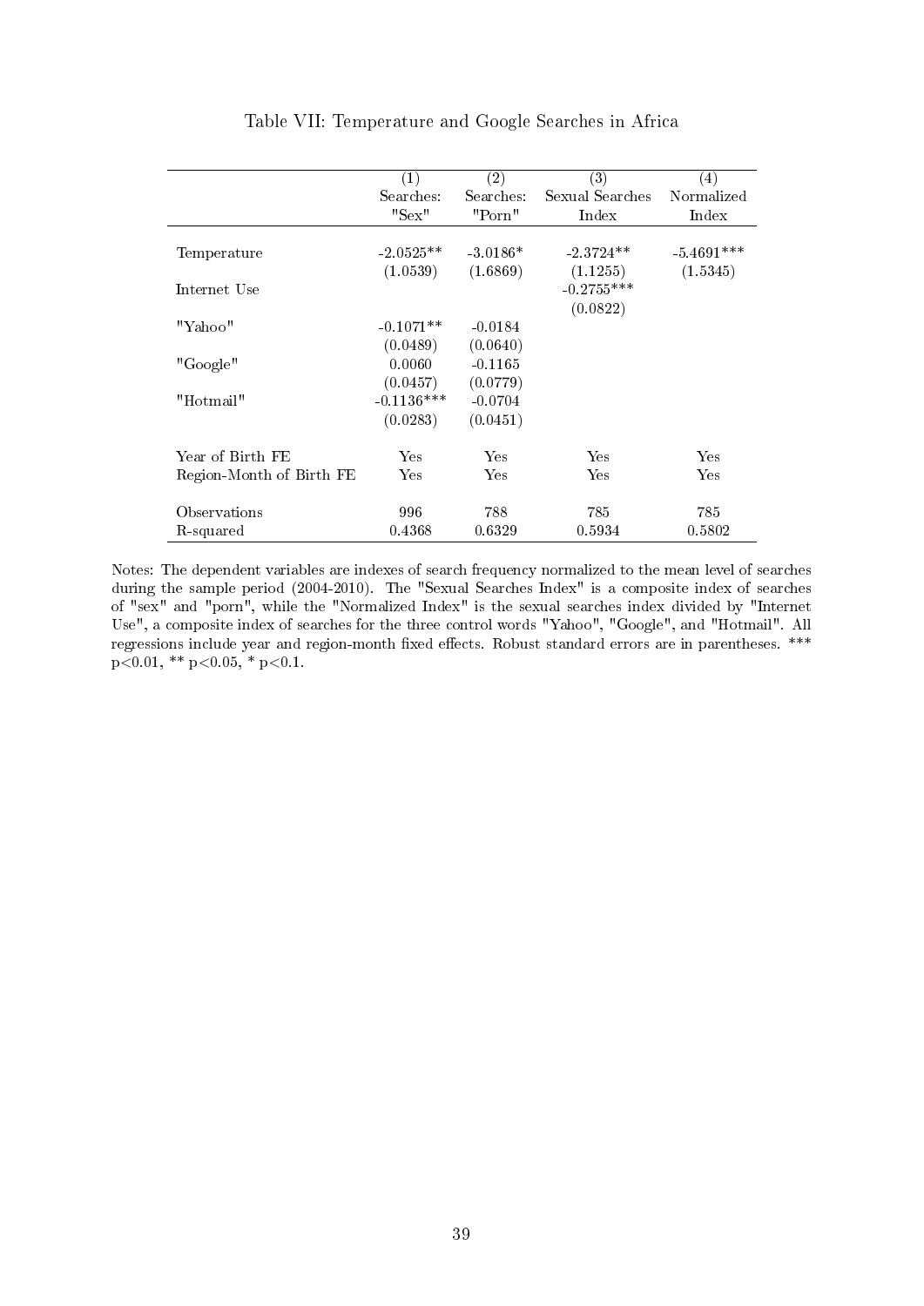Table VII: Temperature and Google Searches in Africa

| | (1) | (2) | (3) | (4) |
|---|---|---|---|---|
| | Searches: "Sex" | Searches: "Porn" | Sexual Searches Index | Normalized Index |
| Temperature | -2.0525** | -3.0186* | -2.3724** | -5.4691*** |
| | (1.0539) | (1.6869) | (1.1255) | (1.5345) |
| Internet Use | | | -0.2755*** | |
| | | | (0.0822) | |
| "Yahoo" | -0.1071** | -0.0184 | | |
| | (0.0489) | (0.0640) | | |
| "Google" | 0.0060 | -0.1165 | | |
| | (0.0457) | (0.0779) | | |
| "Hotmail" | -0.1136*** | -0.0704 | | |
| | (0.0283) | (0.0451) | | |
| Year of Birth FE | Yes | Yes | Yes | Yes |
| Region-Month of Birth FE | Yes | Yes | Yes | Yes |
| Observations | 996 | 788 | 785 | 785 |
| R-squared | 0.4368 | 0.6329 | 0.5934 | 0.5802 |

Notes: The dependent variables are indexes of search frequency normalized to the mean level of searches during the sample period (2004-2010). The "Sexual Searches Index" is a composite index of searches of "sex" and "porn", while the "Normalized Index" is the sexual searches index divided by "Internet Use", a composite index of searches for the three control words "Yahoo", "Google", and "Hotmail". All regressions include year and region-month fixed effects. Robust standard errors are in parentheses. *** $p<0.01$, ** $p<0.05$, * $p<0.1$.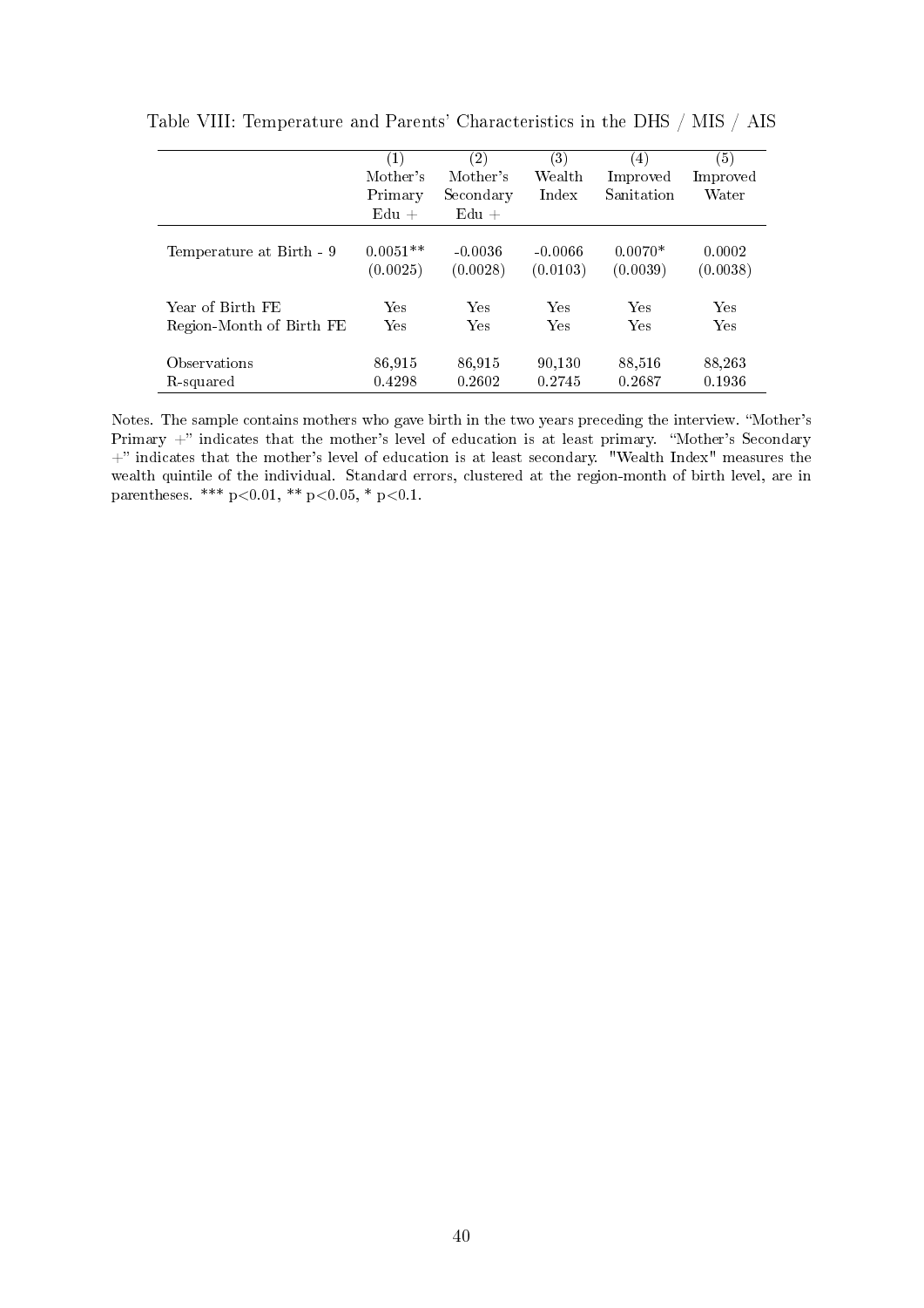Table VIII: Temperature and Parents' Characteristics in the DHS / MIS / AIS

| | (1) Mother's Primary Edu + | (2) Mother's Secondary Edu + | (3) Wealth Index | (4) Improved Sanitation | (5) Improved Water |
|---|---|---|---|---|---|
| Temperature at Birth - 9 | 0.0051** | -0.0036 | -0.0066 | 0.0070* | 0.0002 |
| | (0.0025) | (0.0028) | (0.0103) | (0.0039) | (0.0038) |
| Year of Birth FE | Yes | Yes | Yes | Yes | Yes |
| Region-Month of Birth FE | Yes | Yes | Yes | Yes | Yes |
| Observations | 86,915 | 86,915 | 90,130 | 88,516 | 88,263 |
| R-squared | 0.4298 | 0.2602 | 0.2745 | 0.2687 | 0.1936 |

Notes. The sample contains mothers who gave birth in the two years preceding the interview. "Mother's Primary +" indicates that the mother's level of education is at least primary. "Mother's Secondary +" indicates that the mother's level of education is at least secondary. "Wealth Index" measures the wealth quintile of the individual. Standard errors, clustered at the region-month of birth level, are in parentheses. *** p<0.01, ** p<0.05, * p<0.1.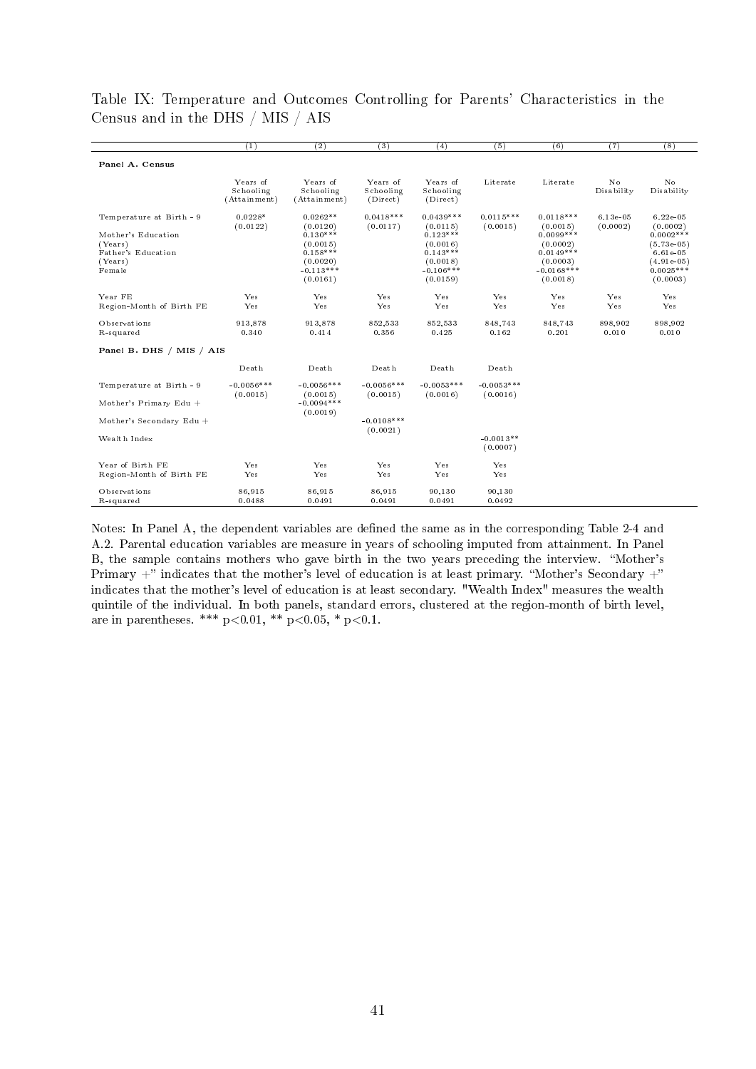Table IX: Temperature and Outcomes Controlling for Parents' Characteristics in the Census and in the DHS / MIS / AIS

| | (1) | (2) | (3) | (4) | (5) | (6) | (7) | (8) |
|---|---|---|---|---|---|---|---|---|
| **Panel A. Census** | | | | | | | | |
| | Years of Schooling (Attainment) | Years of Schooling (Attainment) | Years of Schooling (Direct) | Years of Schooling (Direct) | Literate | Literate | No Disability | No Disability |
| Temperature at Birth - 9 | 0.0228* | 0.0262** | 0.0418*** | 0.0439*** | 0.0115*** | 0.0118*** | 6.13e-05 | 6.22e-05 |
| | (0.0122) | (0.0120) | (0.0117) | (0.0115) | (0.0015) | (0.0015) | (0.0002) | (0.0002) |
| Mother's Education | | 0.130*** | | 0.123*** | | 0.0099*** | | 0.0002*** |
| (Years) | | (0.0015) | | (0.0016) | | (0.0002) | | (5.73e-05) |
| Father's Education | | 0.158*** | | 0.143*** | | 0.0149*** | | 6.61e-05 |
| (Years) | | (0.0020) | | (0.0018) | | (0.0003) | | (4.91e-05) |
| Female | | -0.113*** | | -0.106*** | | -0.0168*** | | 0.0025*** |
| | | (0.0161) | | (0.0159) | | (0.0018) | | (0.0003) |
| Year FE | Yes | Yes | Yes | Yes | Yes | Yes | Yes | Yes |
| Region-Month of Birth FE | Yes | Yes | Yes | Yes | Yes | Yes | Yes | Yes |
| Observations | 913,878 | 913,878 | 852,533 | 852,533 | 848,743 | 848,743 | 898,902 | 898,902 |
| R-squared | 0.340 | 0.414 | 0.356 | 0.425 | 0.162 | 0.201 | 0.010 | 0.010 |
| **Panel B. DHS / MIS / AIS** | | | | | | | | |
| | Death | Death | Death | Death | Death | | | |
| Temperature at Birth - 9 | -0.0056*** | -0.0056*** | -0.0056*** | -0.0053*** | -0.0053*** | | | |
| | (0.0015) | (0.0015) | (0.0015) | (0.0016) | (0.0016) | | | |
| Mother's Primary Edu + | | -0.0094*** | | | | | | |
| | | (0.0019) | | | | | | |
| Mother's Secondary Edu + | | | -0.0108*** | | | | | |
| | | | (0.0021) | | | | | |
| Wealth Index | | | | | -0.0013** | | | |
| | | | | | (0.0007) | | | |
| Year of Birth FE | Yes | Yes | Yes | Yes | Yes | | | |
| Region-Month of Birth FE | Yes | Yes | Yes | Yes | Yes | | | |
| Observations | 86,915 | 86,915 | 86,915 | 90,130 | 90,130 | | | |
| R-squared | 0.0488 | 0.0491 | 0.0491 | 0.0491 | 0.0492 | | | |

Notes: In Panel A, the dependent variables are defined the same as in the corresponding Table 2-4 and A.2. Parental education variables are measure in years of schooling imputed from attainment. In Panel B, the sample contains mothers who gave birth in the two years preceding the interview. "Mother's Primary +" indicates that the mother's level of education is at least primary. "Mother's Secondary +" indicates that the mother's level of education is at least secondary. "Wealth Index" measures the wealth quintile of the individual. In both panels, standard errors, clustered at the region-month of birth level, are in parentheses. *** p<0.01, ** p<0.05, * p<0.1.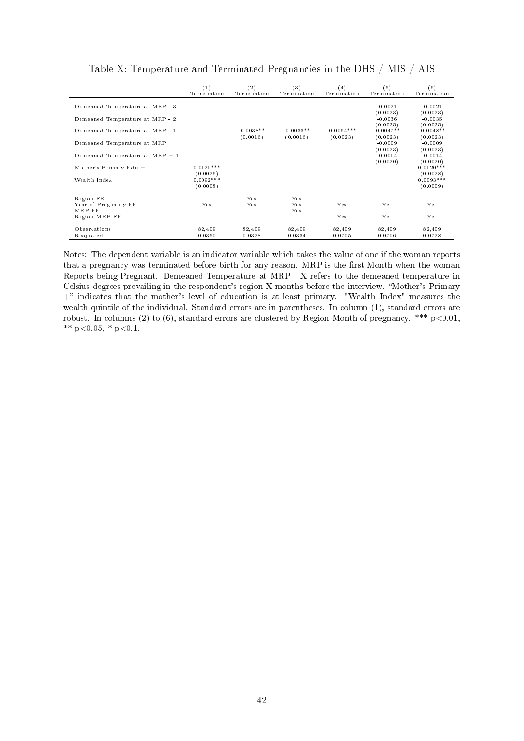Table X: Temperature and Terminated Pregnancies in the DHS / MIS / AIS

| | (1) Termination | (2) Termination | (3) Termination | (4) Termination | (5) Termination | (6) Termination |
|---|---|---|---|---|---|---|
| Demeaned Temperature at MRP - 3 | | | | | -0.0021 | -0.0021 |
| | | | | | (0.0023) | (0.0023) |
| Demeaned Temperature at MRP - 2 | | | | | -0.0036 | -0.0035 |
| | | | | | (0.0025) | (0.0025) |
| Demeaned Temperature at MRP - 1 | | -0.0038** | -0.0033** | -0.0064*** | -0.0047** | -0.0048** |
| | | (0.0016) | (0.0016) | (0.0023) | (0.0023) | (0.0023) |
| Demeaned Temperature at MRP | | | | | -0.0009 | -0.0009 |
| | | | | | (0.0023) | (0.0023) |
| Demeaned Temperature at MRP + 1 | | | | | -0.0014 | -0.0014 |
| | | | | | (0.0020) | (0.0020) |
| Mother's Primary Edu + | 0.0121*** | | | | | 0.0120*** |
| | (0.0026) | | | | | (0.0028) |
| Wealth Index | 0.0092*** | | | | | 0.0093*** |
| | (0.0008) | | | | | (0.0009) |
| Region FE | | Yes | Yes | | | |
| Year of Pregnancy FE | Yes | Yes | Yes | Yes | Yes | Yes |
| MRP FE | | | Yes | | | |
| Region-MRP FE | | | | Yes | Yes | Yes |
| Observations | 82,409 | 82,409 | 82,409 | 82,409 | 82,409 | 82,409 |
| R-squared | 0.0350 | 0.0328 | 0.0334 | 0.0705 | 0.0706 | 0.0728 |

Notes: The dependent variable is an indicator variable which takes the value of one if the woman reports that a pregnancy was terminated before birth for any reason. MRP is the first Month when the woman Reports being Pregnant. Demeaned Temperature at MRP - X refers to the demeaned temperature in Celsius degrees prevailing in the respondent's region X months before the interview. "Mother's Primary +" indicates that the mother's level of education is at least primary. "Wealth Index" measures the wealth quintile of the individual. Standard errors are in parentheses. In column (1), standard errors are robust. In columns (2) to (6), standard errors are clustered by Region-Month of pregnancy. *** p<0.01, ** p<0.05, * p<0.1.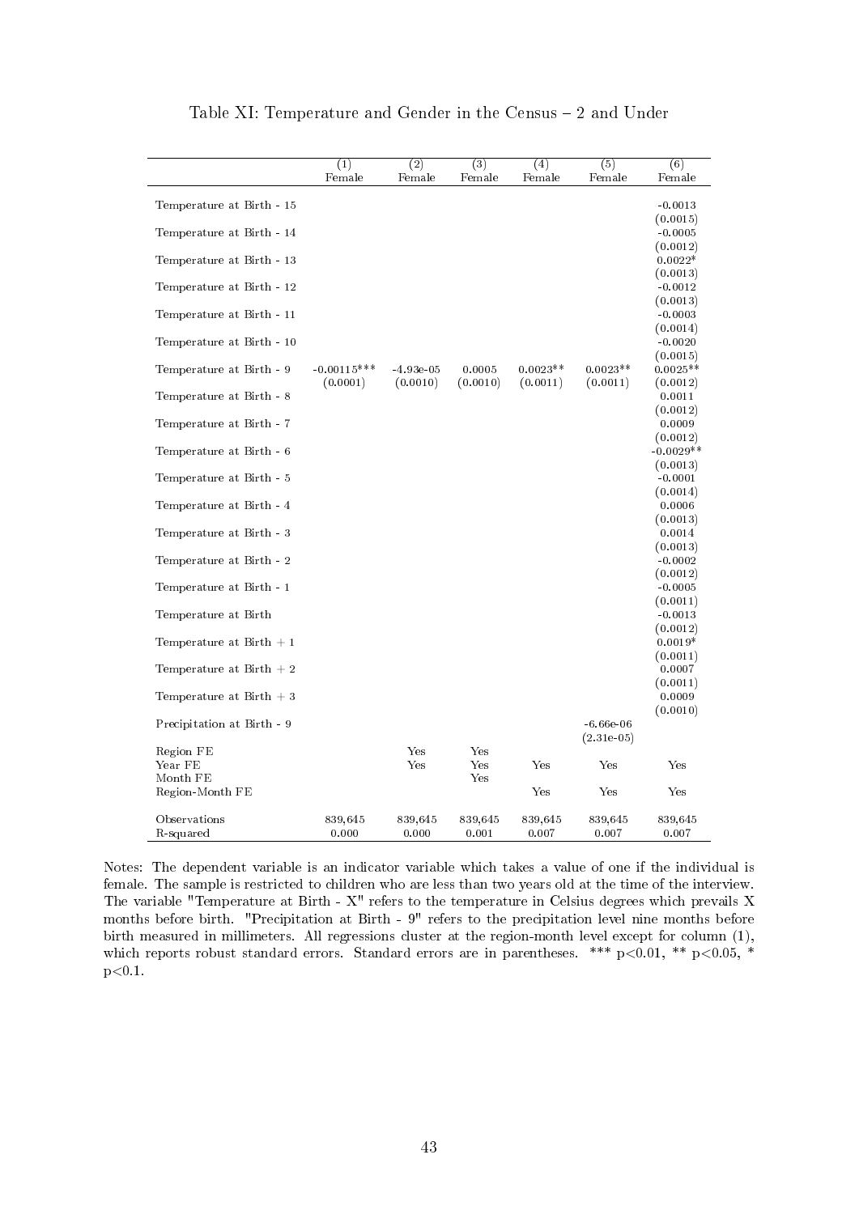Table XI: Temperature and Gender in the Census – 2 and Under

| | (1) | (2) | (3) | (4) | (5) | (6) |
|---|---|---|---|---|---|---|
| | Female | Female | Female | Female | Female | Female |
| Temperature at Birth - 15 | | | | | | -0.0013 |
| | | | | | | (0.0015) |
| Temperature at Birth - 14 | | | | | | -0.0005 |
| | | | | | | (0.0012) |
| Temperature at Birth - 13 | | | | | | 0.0022* |
| | | | | | | (0.0013) |
| Temperature at Birth - 12 | | | | | | -0.0012 |
| | | | | | | (0.0013) |
| Temperature at Birth - 11 | | | | | | -0.0003 |
| | | | | | | (0.0014) |
| Temperature at Birth - 10 | | | | | | -0.0020 |
| | | | | | | (0.0015) |
| Temperature at Birth - 9 | -0.00115*** | -4.93e-05 | 0.0005 | 0.0023** | 0.0023** | 0.0025** |
| | (0.0001) | (0.0010) | (0.0010) | (0.0011) | (0.0011) | (0.0012) |
| Temperature at Birth - 8 | | | | | | 0.0011 |
| | | | | | | (0.0012) |
| Temperature at Birth - 7 | | | | | | 0.0009 |
| | | | | | | (0.0012) |
| Temperature at Birth - 6 | | | | | | -0.0029** |
| | | | | | | (0.0013) |
| Temperature at Birth - 5 | | | | | | -0.0001 |
| | | | | | | (0.0014) |
| Temperature at Birth - 4 | | | | | | 0.0006 |
| | | | | | | (0.0013) |
| Temperature at Birth - 3 | | | | | | 0.0014 |
| | | | | | | (0.0013) |
| Temperature at Birth - 2 | | | | | | -0.0002 |
| | | | | | | (0.0012) |
| Temperature at Birth - 1 | | | | | | -0.0005 |
| | | | | | | (0.0011) |
| Temperature at Birth | | | | | | -0.0013 |
| | | | | | | (0.0012) |
| Temperature at Birth + 1 | | | | | | 0.0019* |
| | | | | | | (0.0011) |
| Temperature at Birth + 2 | | | | | | 0.0007 |
| | | | | | | (0.0011) |
| Temperature at Birth + 3 | | | | | | 0.0009 |
| | | | | | | (0.0010) |
| Precipitation at Birth - 9 | | | | | -6.66e-06 | |
| | | | | | (2.31e-05) | |
| Region FE | | Yes | Yes | | | |
| Year FE | | Yes | Yes | Yes | Yes | Yes |
| Month FE | | | Yes | | | |
| Region-Month FE | | | | Yes | Yes | Yes |
| Observations | 839,645 | 839,645 | 839,645 | 839,645 | 839,645 | 839,645 |
| R-squared | 0.000 | 0.000 | 0.001 | 0.007 | 0.007 | 0.007 |

Notes: The dependent variable is an indicator variable which takes a value of one if the individual is female. The sample is restricted to children who are less than two years old at the time of the interview. The variable "Temperature at Birth - X" refers to the temperature in Celsius degrees which prevails X months before birth. "Precipitation at Birth - 9" refers to the precipitation level nine months before birth measured in millimeters. All regressions cluster at the region-month level except for column (1), which reports robust standard errors. Standard errors are in parentheses. *** $p<0.01$, ** $p<0.05$, * $p<0.1$.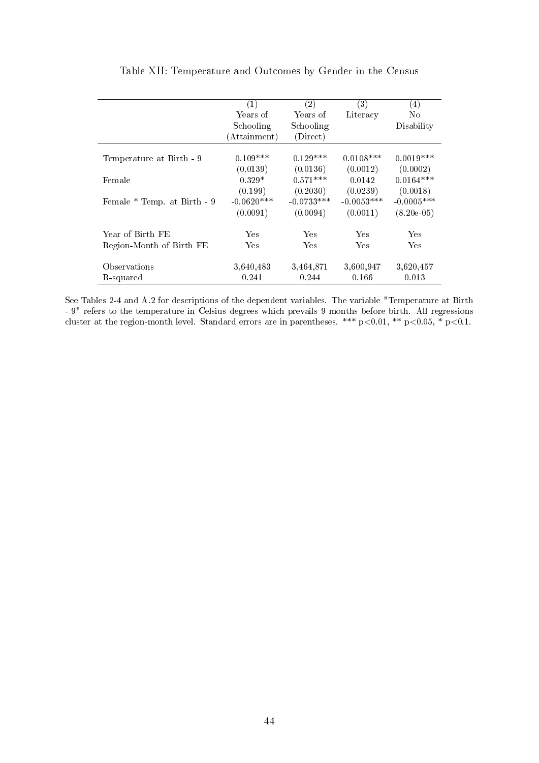Table XII: Temperature and Outcomes by Gender in the Census

| | (1) Years of Schooling (Attainment) | (2) Years of Schooling (Direct) | (3) Literacy | (4) No Disability |
|---|---|---|---|---|
| Temperature at Birth - 9 | 0.109*** | 0.129*** | 0.0108*** | 0.0019*** |
| | (0.0139) | (0.0136) | (0.0012) | (0.0002) |
| Female | 0.329* | 0.571*** | 0.0142 | 0.0164*** |
| | (0.199) | (0.2030) | (0.0239) | (0.0018) |
| Female * Temp. at Birth - 9 | -0.0620*** | -0.0733*** | -0.0053*** | -0.0005*** |
| | (0.0091) | (0.0094) | (0.0011) | (8.20e-05) |
| Year of Birth FE | Yes | Yes | Yes | Yes |
| Region-Month of Birth FE | Yes | Yes | Yes | Yes |
| Observations | 3,640,483 | 3,464,871 | 3,600,947 | 3,620,457 |
| R-squared | 0.241 | 0.244 | 0.166 | 0.013 |

See Tables 2-4 and A.2 for descriptions of the dependent variables. The variable "Temperature at Birth - 9" refers to the temperature in Celsius degrees which prevails 9 months before birth. All regressions cluster at the region-month level. Standard errors are in parentheses. *** $p<0.01$, ** $p<0.05$, * $p<0.1$.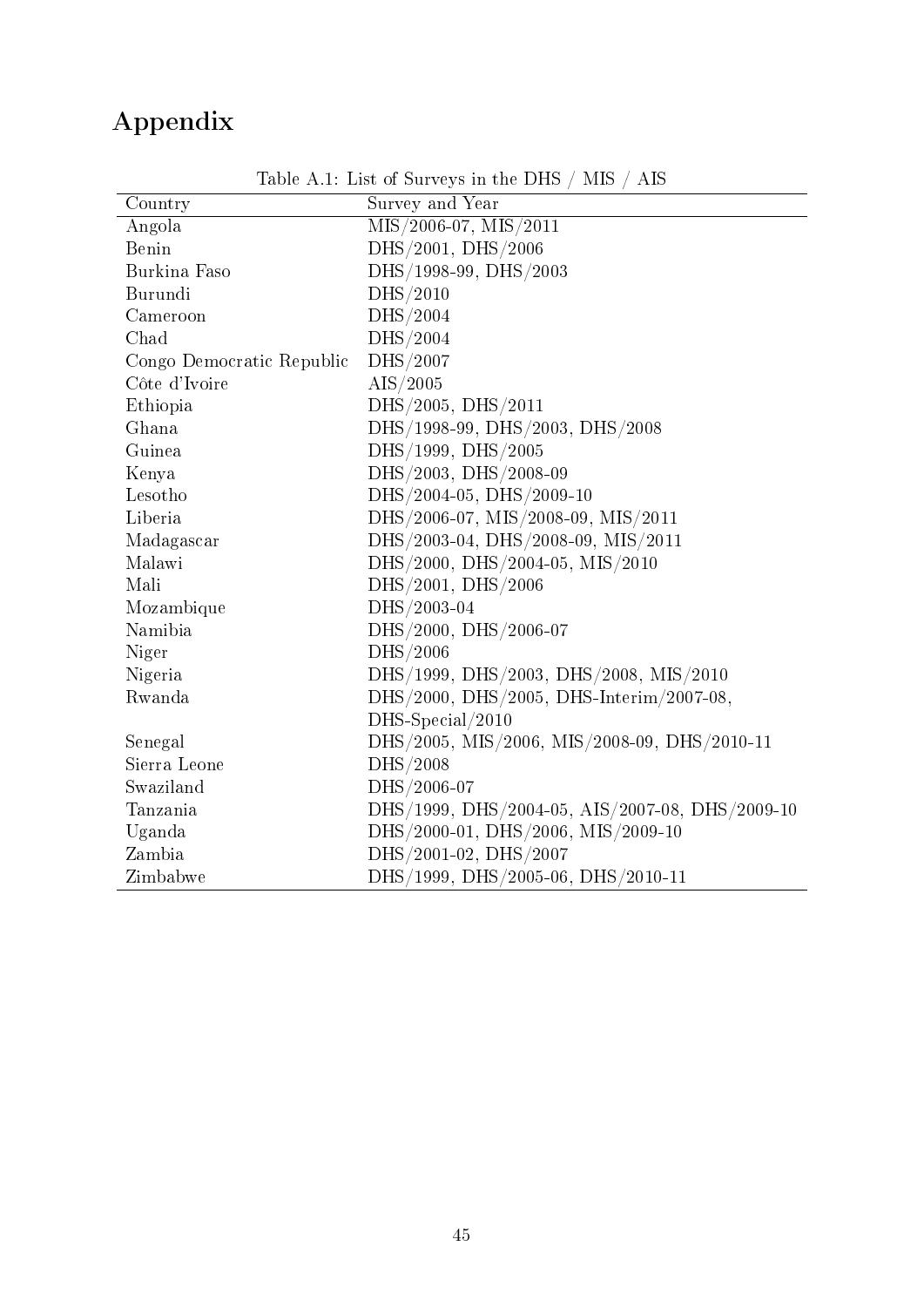# Appendix

Table A.1: List of Surveys in the DHS / MIS / AIS

| Country | Survey and Year |
|---|---|
| Angola | MIS/2006-07, MIS/2011 |
| Benin | DHS/2001, DHS/2006 |
| Burkina Faso | DHS/1998-99, DHS/2003 |
| Burundi | DHS/2010 |
| Cameroon | DHS/2004 |
| Chad | DHS/2004 |
| Congo Democratic Republic | DHS/2007 |
| Côte d'Ivoire | AIS/2005 |
| Ethiopia | DHS/2005, DHS/2011 |
| Ghana | DHS/1998-99, DHS/2003, DHS/2008 |
| Guinea | DHS/1999, DHS/2005 |
| Kenya | DHS/2003, DHS/2008-09 |
| Lesotho | DHS/2004-05, DHS/2009-10 |
| Liberia | DHS/2006-07, MIS/2008-09, MIS/2011 |
| Madagascar | DHS/2003-04, DHS/2008-09, MIS/2011 |
| Malawi | DHS/2000, DHS/2004-05, MIS/2010 |
| Mali | DHS/2001, DHS/2006 |
| Mozambique | DHS/2003-04 |
| Namibia | DHS/2000, DHS/2006-07 |
| Niger | DHS/2006 |
| Nigeria | DHS/1999, DHS/2003, DHS/2008, MIS/2010 |
| Rwanda | DHS/2000, DHS/2005, DHS-Interim/2007-08, DHS-Special/2010 |
| Senegal | DHS/2005, MIS/2006, MIS/2008-09, DHS/2010-11 |
| Sierra Leone | DHS/2008 |
| Swaziland | DHS/2006-07 |
| Tanzania | DHS/1999, DHS/2004-05, AIS/2007-08, DHS/2009-10 |
| Uganda | DHS/2000-01, DHS/2006, MIS/2009-10 |
| Zambia | DHS/2001-02, DHS/2007 |
| Zimbabwe | DHS/1999, DHS/2005-06, DHS/2010-11 |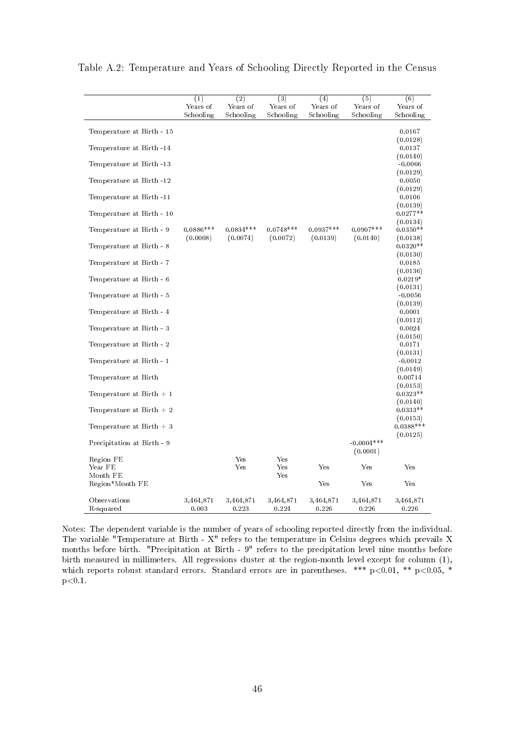Table A.2: Temperature and Years of Schooling Directly Reported in the Census

| | (1) Years of Schooling | (2) Years of Schooling | (3) Years of Schooling | (4) Years of Schooling | (5) Years of Schooling | (6) Years of Schooling |
|---|---|---|---|---|---|---|
| Temperature at Birth - 15 | | | | | | 0.0167 |
| | | | | | | (0.0128) |
| Temperature at Birth -14 | | | | | | 0.0137 |
| | | | | | | (0.0140) |
| Temperature at Birth -13 | | | | | | -0.0066 |
| | | | | | | (0.0129) |
| Temperature at Birth -12 | | | | | | 0.0050 |
| | | | | | | (0.0129) |
| Temperature at Birth -11 | | | | | | 0.0106 |
| | | | | | | (0.0139) |
| Temperature at Birth - 10 | | | | | | 0.0277** |
| | | | | | | (0.0134) |
| Temperature at Birth - 9 | 0.0886*** | 0.0834*** | 0.0748*** | 0.0937*** | 0.0907*** | 0.0350** |
| | (0.0008) | (0.0074) | (0.0072) | (0.0139) | (0.0140) | (0.0138) |
| Temperature at Birth - 8 | | | | | | 0.0320** |
| | | | | | | (0.0130) |
| Temperature at Birth - 7 | | | | | | 0.0185 |
| | | | | | | (0.0136) |
| Temperature at Birth - 6 | | | | | | 0.0219* |
| | | | | | | (0.0131) |
| Temperature at Birth - 5 | | | | | | -0.0056 |
| | | | | | | (0.0139) |
| Temperature at Birth - 4 | | | | | | 0.0001 |
| | | | | | | (0.0112) |
| Temperature at Birth - 3 | | | | | | 0.0024 |
| | | | | | | (0.0150) |
| Temperature at Birth - 2 | | | | | | 0.0171 |
| | | | | | | (0.0131) |
| Temperature at Birth - 1 | | | | | | -0.0012 |
| | | | | | | (0.0149) |
| Temperature at Birth | | | | | | 0.00714 |
| | | | | | | (0.0153) |
| Temperature at Birth + 1 | | | | | | 0.0323** |
| | | | | | | (0.0140) |
| Temperature at Birth + 2 | | | | | | 0.0333** |
| | | | | | | (0.0153) |
| Temperature at Birth + 3 | | | | | | 0.0388*** |
| | | | | | | (0.0125) |
| Precipitation at Birth - 9 | | | | | -0.0004*** | |
| | | | | | (0.0001) | |
| Region FE | | Yes | Yes | | | |
| Year FE | | Yes | Yes | Yes | Yes | Yes |
| Month FE | | | Yes | | | |
| Region*Month FE | | | | Yes | Yes | Yes |
| Observations | 3,464,871 | 3,464,871 | 3,464,871 | 3,464,871 | 3,464,871 | 3,464,871 |
| R-squared | 0.003 | 0.223 | 0.224 | 0.226 | 0.226 | 0.226 |

Notes: The dependent variable is the number of years of schooling reported directly from the individual. The variable "Temperature at Birth - X" refers to the temperature in Celsius degrees which prevails X months before birth. "Precipitation at Birth - 9" refers to the precipitation level nine months before birth measured in millimeters. All regressions cluster at the region-month level except for column (1), which reports robust standard errors. Standard errors are in parentheses. *** $p<0.01$, ** $p<0.05$, * $p<0.1$.